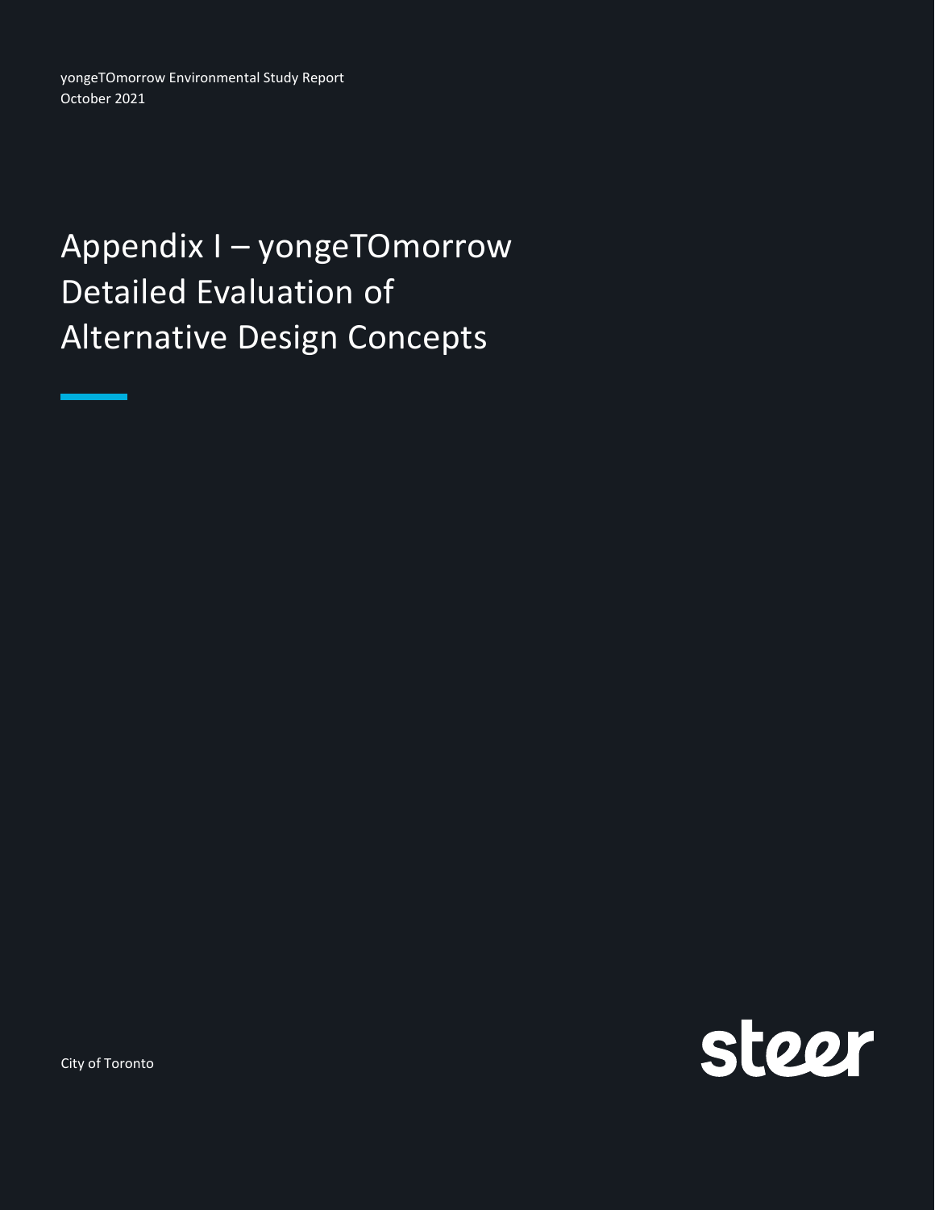yongeTOmorrow Environmental Study Report
October 2021

# Appendix I – yongeTOmorrow Detailed Evaluation of Alternative Design Concepts

City of Toronto

steer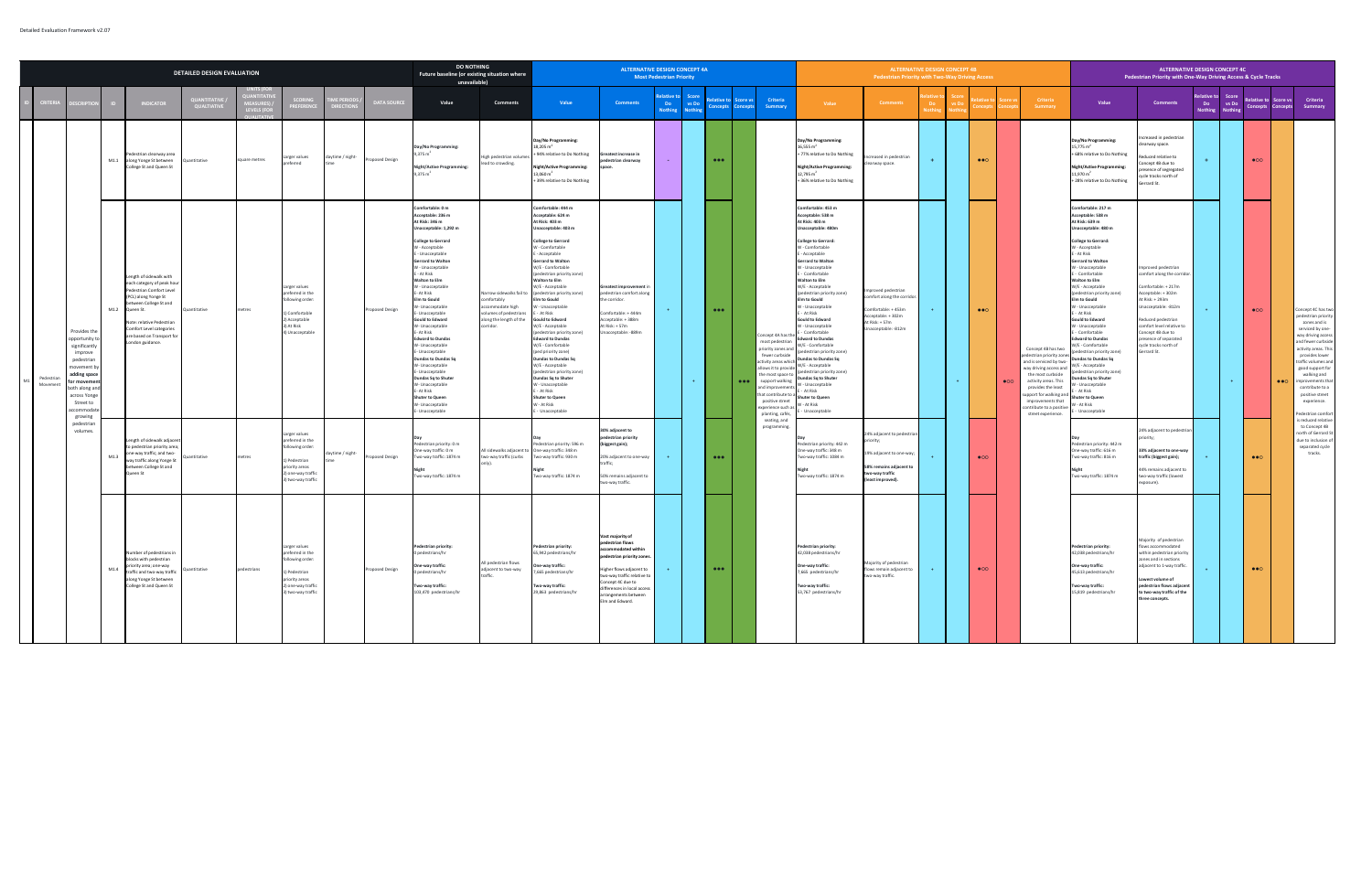| DETAILED DESIGN EVALUATION | | | | | | | | | | DO NOTHING<br>Future baseline (or existing situation where unavailable) | | ALTERNATIVE DESIGN CONCEPT 4A<br>Most Pedestrian Priority | | | | | | | ALTERNATIVE DESIGN CONCEPT 4B<br>Pedestrian Priority with Two-Way Driving Access | | | | | | | ALTERNATIVE DESIGN CONCEPT 4C<br>Pedestrian Priority with One-Way Driving Access & Cycle Tracks | | | | | | |
|---|---|---|---|---|---|---|---|---|---|---|---|---|---|---|---|---|---|---|---|---|---|---|---|---|---|---|---|---|---|---|---|---|
| ID | CRITERIA | DESCRIPTION | ID | INDICATOR | QUANTITATIVE / QUALITATIVE | UNITS (FOR QUANTITATIVE MEASURES) / LEVELS (FOR QUALITATIVE) | SCORING PREFERENCE | TIME PERIODS / DIRECTIONS | DATA SOURCE | Value | Comments | Value | Comments | Relative to Do Nothing | Score vs Do Nothing | Relative to Concepts | Score vs Concepts | Criteria Summary | Value | Comments | Relative to Do Nothing | Score vs Do Nothing | Relative to Concepts | Score vs Concepts | Criteria Summary | Value | Comments | Relative to Do Nothing | Score vs Do Nothing | Relative to Concepts | Score vs Concepts | Criteria Summary |
| M1 | Pedestrian Movement | Provides the opportunity to significantly improve pedestrian movement by adding space for movement both along and across Yonge Street to accommodate growing pedestrian volumes. | M1.1 | Pedestrian clearway area along Yonge St between College St and Queen St | Quantitative | square metres | Larger values preferred | daytime / night-time | Proposed Design | Day/No Programming:<br>9,375 m²<br>Night/Active Programming:<br>9,375 m² | High pedestrian volumes lead to crowding. | Day/No Programming:<br>18,205 m²<br>+ 94% relative to Do Nothing<br>Night/Active Programming:<br>13,064 m²<br>+ 39% relative to Do Nothing | Greatest increase in pedestrian clearway space. | ++ | + | ●●● | ●●● | Concept 4A has the most pedestrian priority zones and fewest curbside activity areas which allows it to provide the most space to support walking and improvements that contribute to a positive street experience such as planting, cafes, seating, and programming. | Day/No Programming:<br>16,565 m²<br>+ 77% relative to Do Nothing<br>Night/Active Programming:<br>12,745 m²<br>+ 36% relative to Do Nothing | Increased in pedestrian clearway space. | + | + | ●●○ | ●○○ | Concept 4B has two pedestrian priority zones and is serviced by two-way driving access and the most curbside activity areas. This provides the least support for walking and improvements that contribute to a positive street experience. | Day/No Programming:<br>15,775 m²<br>+ 68% relative to Do Nothing<br>Night/Active Programming:<br>11,970 m²<br>+ 28% relative to Do Nothing | Increased in pedestrian clearway space.<br>Reduced relative to Concept 4B due to presence of segregated cycle tracks north of Gerrard St. | + | + | ●○○ | ●●○ | Concept 4C has two pedestrian priority zones and is serviced by one-way driving access and fewer curbside activity areas. This provides lower traffic volumes and good support for walking and improvements that contribute to a positive street experience.<br>Pedestrian comfort is reduced relative to Concept 4B north of Gerrard St due to inclusion of separated cycle tracks. |
| | | | M1.2 | Length of sidewalk with each category of peak hour Pedestrian Comfort Level (PCL) along Yonge St between College St and Queen St.<br>Note: relative Pedestrian Comfort Level categories are based on Transport for London guidance. | Quantitative | metres | Larger values preferred in the following order:<br>1) Comfortable<br>2) Acceptable<br>3) At Risk<br>4) Unacceptable | | Proposed Design | Comfortable: 0 m<br>Acceptable: 236 m<br>At Risk: 346 m<br>Unacceptable: 1,292 m<br>College to Gerrard<br>W - Acceptable<br>E - Unacceptable<br>Gerrard to Walton<br>W - Unacceptable<br>E - At Risk<br>Walton to Elm<br>W - Unacceptable<br>E - At Risk<br>Elm to Gould<br>W - Unacceptable<br>E - Unacceptable<br>Gould to Edward<br>W - Unacceptable<br>E - At Risk<br>Edward to Dundas<br>W - Unacceptable<br>E - Unacceptable<br>Dundas to Dundas Sq<br>W - Unacceptable<br>E - Unacceptable<br>Dundas Sq to Shuter<br>W - Unacceptable<br>E - At Risk<br>Shuter to Queen<br>W - Unacceptable<br>E - Unacceptable | Narrow sidewalks fail to comfortably accommodate high volumes of pedestrians along the length of the corridor. | Comfortable: 444 m<br>Acceptable: 624 m<br>At Risk: 403 m<br>Unacceptable: 403 m<br>College to Gerrard<br>W - Comfortable<br>E - Acceptable<br>Gerrard to Walton<br>W/E - Comfortable<br>(pedestrian priority zone)<br>Walton to Elm<br>W/E - Acceptable<br>(pedestrian priority zone)<br>Elm to Gould<br>W - Unacceptable<br>E - At Risk<br>Gould to Edward<br>W/E - Acceptable<br>(pedestrian priority zone)<br>Edward to Dundas<br>W/E - Comfortable<br>(ped priority zone)<br>Dundas to Dundas Sq<br>W/E - Acceptable<br>(pedestrian priority zone)<br>Dundas Sq to Shuter<br>W - Unacceptable<br>E - At Risk<br>Shuter to Queen<br>W - At Risk<br>E - Unacceptable | Greatest improvement in pedestrian comfort along the corridor.<br>Comfortable: + 444m<br>Acceptable: + 388m<br>At Risk: + 57m<br>Unacceptable: -889m | + | | ●●● | | | Comfortable: 453 m<br>Acceptable: 538 m<br>At Risk: 403 m<br>Unacceptable: 480m<br>College to Gerrard:<br>W - Comfortable<br>E - Acceptable<br>Gerrard to Walton<br>W - Unacceptable<br>E - Comfortable<br>Walton to Elm<br>W/E - Acceptable<br>(pedestrian priority zone)<br>Elm to Gould<br>W - Unacceptable<br>E - At Risk<br>Gould to Edward<br>W - Unacceptable<br>E - Comfortable<br>Edward to Dundas<br>W/E - Comfortable<br>(pedestrian priority zone)<br>Dundas to Dundas Sq<br>W/E - Acceptable<br>(pedestrian priority zone)<br>Dundas Sq to Shuter<br>W - Unacceptable<br>E - At Risk<br>Shuter to Queen<br>W - At Risk<br>E - Unacceptable | Improved pedestrian comfort along the corridor.<br>Comfortable: + 453m<br>Acceptable: + 302m<br>At Risk: + 57m<br>Unacceptable: -812m | + | | ●●○ | | | Comfortable: 217 m<br>Acceptable: 538 m<br>At Risk: 639 m<br>Unacceptable: 480 m<br>College to Gerrard:<br>W - Acceptable<br>E - At Risk<br>Gerrard to Walton<br>W - Unacceptable<br>E - Comfortable<br>Walton to Elm<br>W/E - Acceptable<br>(pedestrian priority zone)<br>Elm to Gould<br>W - Unacceptable<br>E - At Risk<br>Gould to Edward<br>W - Unacceptable<br>E - Comfortable<br>Edward to Dundas<br>W/E - Comfortable<br>(pedestrian priority zone)<br>Dundas to Dundas Sq<br>W/E - Acceptable<br>(pedestrian priority zone)<br>Dundas Sq to Shuter<br>W - Unacceptable<br>E - At Risk<br>Shuter to Queen<br>W - At Risk<br>E - Unacceptable | Improved pedestrian comfort along the corridor.<br>Comfortable: + 217m<br>Acceptable: + 302m<br>At Risk: + 293m<br>Unacceptable: -812m<br>Reduced pedestrian comfort level relative to Concept 4B due to presence of separated cycle tracks north of Gerrard St. | + | | ●○○ | | |
| | | | M1.3 | Length of sidewalk adjacent to pedestrian priority area, one-way traffic and two-way traffic along Yonge St between College St and Queen St | Quantitative | metres | Larger values preferred in the following order:<br>1) Pedestrian priority areas<br>2) one-way traffic<br>3) two-way traffic | daytime / night-time | Proposed Design | Day<br>Pedestrian priority: 0 m<br>One-way traffic: 0 m<br>Two-way traffic: 1874 m<br>Night<br>Two-way traffic: 1874 m | All sidewalks adjacent to two-way traffic (curbs only). | Day<br>Pedestrian priority: 596 m<br>One-way traffic: 340 m<br>Two-way traffic: 930 m<br>Night<br>Two-way traffic: 1874 m | 30% adjacent to pedestrian priority (biggest gain);<br>20% adjacent to one-way traffic;<br>50% remains adjacent to two-way traffic. | + | | ●●● | | | Day<br>Pedestrian priority: 442 m<br>One-way traffic: 348 m<br>Two-way traffic: 1084 m<br>Night<br>Two-way traffic: 1874 m | 24% adjacent to pedestrian priority;<br>19% adjacent to one-way;<br>58% remains adjacent to two-way traffic (least improved). | + | | ●○○ | | | Day<br>Pedestrian priority: 442 m<br>One-way traffic: 616 m<br>Two-way traffic: 816 m<br>Night<br>Two-way traffic: 1874 m | 24% adjacent to pedestrian priority;<br>33% adjacent to one-way traffic (biggest gain);<br>43% remains adjacent to two-way traffic (lowest exposure). | + | | ●●○ | | |
| | | | M1.4 | Number of pedestrians in blocks with pedestrian priority area; one-way traffic and two-way traffic along Yonge St between College St and Queen St | Quantitative | pedestrians | Larger values preferred in the following order:<br>1) Pedestrian priority areas<br>2) one-way traffic<br>3) two-way traffic | | Proposed Design | Pedestrian priority:<br>0 pedestrians/hr<br>One-way traffic:<br>0 pedestrians/hr<br>Two-way traffic:<br>103,470 pedestrians/hr | All pedestrian flows adjacent to two-way traffic. | Pedestrian priority:<br>65,942 pedestrians/hr<br>One-way traffic:<br>7,665 pedestrians/hr<br>Two-way traffic:<br>29,863 pedestrians/hr | Vast majority of pedestrian flows accommodated within pedestrian priority zones.<br>Higher flows adjacent to two-way traffic relative to Concept 4C due to differences in local access arrangements between Elm and Edward. | + | | ●●● | | | Pedestrian priority:<br>42,038 pedestrians/hr<br>One-way traffic:<br>7,665 pedestrians/hr<br>Two-way traffic:<br>53,767 pedestrians/hr | Majority of pedestrian flows remain adjacent to two-way traffic. | + | | ●○○ | | | Pedestrian priority:<br>42,038 pedestrians/hr<br>One-way traffic:<br>45,613 pedestrians/hr<br>Two-way traffic:<br>15,819 pedestrians/hr | Majority of pedestrian flows accommodated within in pedestrian priority zones and in sections adjacent to 1-way traffic.<br>Lowest volume of pedestrian flows adjacent to two-way traffic of the three concepts. | + | | ●●○ | | |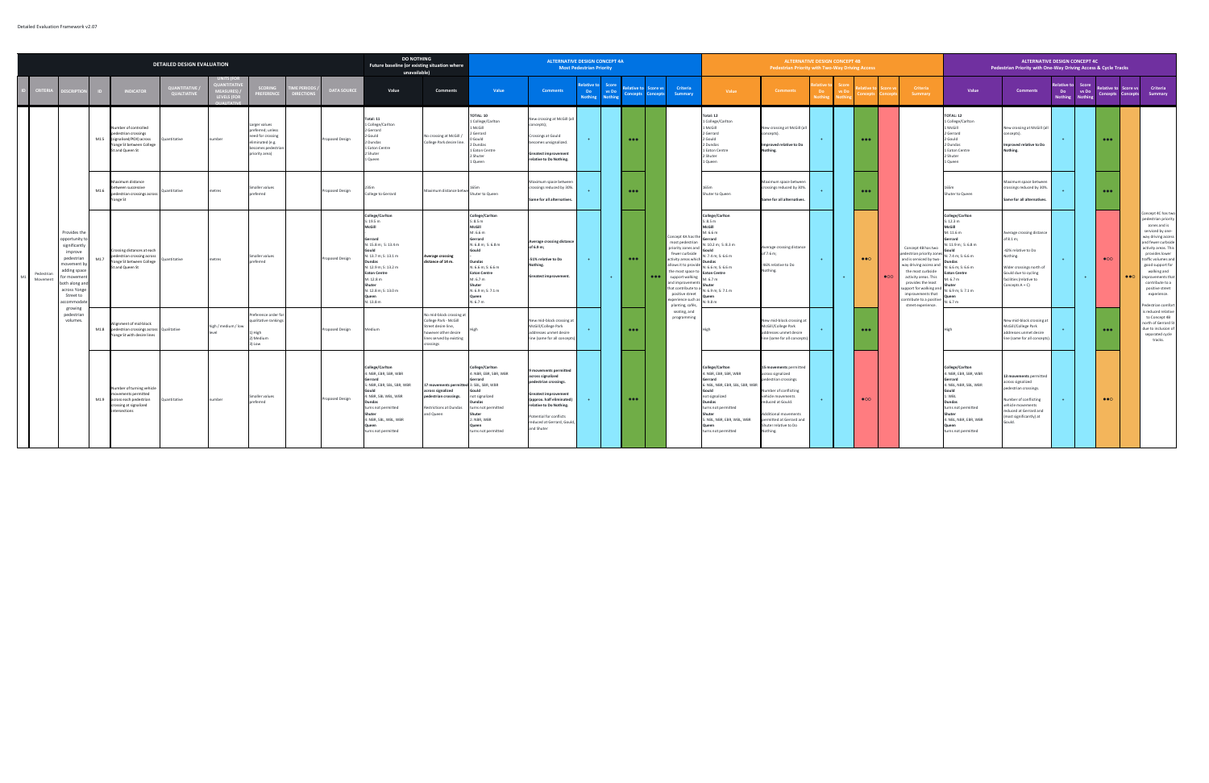Detailed Evaluation Framework v2.07

| DETAILED DESIGN EVALUATION | | | | | | | | | | DO NOTHING Future baseline (or existing situation where unavailable) | | ALTERNATIVE DESIGN CONCEPT 4A Most Pedestrian Priority | | | | | | | ALTERNATIVE DESIGN CONCEPT 4B Pedestrian Priority with Two-Way Driving Access | | | | | | | ALTERNATIVE DESIGN CONCEPT 4C Pedestrian Priority with One-Way Driving Access & Cycle Tracks | | | | | | |
|---|---|---|---|---|---|---|---|---|---|---|---|---|---|---|---|---|---|---|---|---|---|---|---|---|---|---|---|---|---|---|---|---|
| ID | CRITERIA | DESCRIPTION | ID | INDICATOR | QUANTITATIVE / QUALITATIVE | UNITS (FOR QUANTITATIVE MEASURES) / LEVELS (FOR QUALITATIVE) | SCORING PREFERENCE | TIME PERIODS / DIRECTIONS | DATA SOURCE | Value | Comments | Value | Comments | Relative to Do Nothing | Score vs Do Nothing | Relative to Concepts | Score vs Concepts | Criteria Summary | Value | Comments | Relative to Do Nothing | Score vs Do Nothing | Relative to Concepts | Score vs Concepts | Criteria Summary | Value | Comments | Relative to Do Nothing | Score vs Do Nothing | Relative to Concepts | Score vs Concepts | Criteria Summary |
| M1 | Pedestrian Movement | Provides the opportunity to significantly improve pedestrian movement by adding space for movement both along and across Yonge Street to accommodate growing pedestrian volumes. | M1.5 | Number of controlled pedestrian crossings (signalized/PXO) across Yonge St between College St and Queen St | Quantitative | number | Larger values preferred; unless need for crossing eliminated (e.g. becomes pedestrian priority area) | | Proposed Design | Total: 11<br>1 College/Carlton<br>2 Gerrard<br>2 Gould<br>2 Dundas<br>1 Eaton Centre<br>2 Shuter<br>1 Queen | No crossing at McGill / College Park desire line. | TOTAL: 10<br>1 College/Carlton<br>1 McGill<br>2 Gerrard<br>0 Gould<br>2 Dundas<br>1 Eaton Centre<br>2 Shuter<br>1 Queen | New crossing at McGill (all concepts).<br><br>Crossings at Gould becomes unsignalized.<br><br>**Greatest improvement relative to Do Nothing.** | + | + | ●●● | ●●● | Concept 4A has the most pedestrian priority zones and fewest curbside activity areas which allows it to provide the most space to support walking and improvements that contribute to a positive street experience such as planting, cafés, seating, and programming | Total: 12<br>1 College/Carlton<br>1 McGill<br>2 Gerrard<br>2 Gould<br>2 Dundas<br>1 Eaton Centre<br>2 Shuter<br>1 Queen | New crossing at McGill (all concepts).<br><br>**Improved relative to Do Nothing.** | + | + | ●●● | ●○○ | Concept 4B has two pedestrian priority zones and is serviced by two-way driving access and the most curbside activity areas. This provides the least support for walking and improvements that contribute to a positive street experience. | TOTAL: 12<br>1 McGill<br>2 Gerrard<br>2 Gould<br>2 Dundas<br>1 Eaton Centre<br>2 Shuter<br>1 Queen | New crossing at McGill (all concepts).<br><br>**Improved relative to Do Nothing.** | + | + | ●●● | ●●○ | Concept 4C has two pedestrian priority zones and is serviced by one-way driving access and fewer curbside activity areas. This provides lower traffic volumes and good support for walking and improvements that contribute to a positive street experience.<br><br>Pedestrian comfort is reduced relative to Concept 4B north of Gerrard St due to inclusion of separated cycle tracks. |
| | | | M1.6 | Maximum distance between successive pedestrian crossings across Yonge St | Quantitative | metres | Smaller values preferred | | Proposed Design | 235m<br>College to Gerrard | Maximum distance betwe | 165m<br>Shuter to Queen | Maximum space between crossings reduced by 30%.<br><br>**Same for all alternatives.** | + | | ●●● | | | 165m<br>Shuter to Queen | Maximum space between crossings reduced by 30%.<br><br>**Same for all alternatives.** | + | | ●●● | | | 165m<br>Shuter to Queen | Maximum space between crossings reduced by 30%.<br><br>**Same for all alternatives.** | + | | ●●● | | |
| | | | M1.7 | Crossing distances at each pedestrian crossing across Yonge St between College St and Queen St | Quantitative | metres | Smaller values preferred | | Proposed Design | **College/Carlton**<br>S: 19.6 m<br>**McGill**<br>-<br>**Gerrard**<br>N: 15.8 m; S: 13.4 m<br>**Gould**<br>N: 13.7 m; S: 13.1 m<br>**Dundas**<br>N: 12.9 m; S: 13.2 m<br>**Eaton Centre**<br>M: 12.8 m<br>**Shuter**<br>N: 12.8 m; S: 13.0 m<br>**Queen**<br>N: 13.8 m | **Average crossing distance of 14 m.** | **College/Carlton**<br>S: 8.5 m<br>**McGill**<br>M: 6.6 m<br>**Gerrard**<br>N: 6.8 m; S: 6.8 m<br>**Gould**<br>-<br>**Dundas**<br>N: 6.6 m; S: 6.6 m<br>**Eaton Centre**<br>M: 6.7 m<br>**Shuter**<br>N: 6.9 m; S: 7.1 m<br>**Queen**<br>N: 6.7 m | **Average crossing distance of 6.8 m;**<br><br>**-51% relative to Do Nothing.**<br><br>**Greatest improvement.** | + | | ●●● | | | **College/Carlton**<br>S: 8.5 m<br>**McGill**<br>M: 6.6 m<br>**Gerrard**<br>N: 10.2 m; S: 8.3 m<br>**Gould**<br>N: 7.4 m; S: 6.6 m<br>**Dundas**<br>N: 6.6 m; S: 6.6 m<br>**Eaton Centre**<br>M: 6.7 m<br>**Shuter**<br>N: 6.9 m; S: 7.1 m<br>**Queen**<br>N: 9.8 m | Average crossing distance of 7.6 m;<br><br>-46% relative to Do Nothing. | + | | ●●○ | | | **College/Carlton**<br>S: 12.3 m<br>**McGill**<br>M: 11.6 m<br>**Gerrard**<br>N: 11.9 m; S: 6.8 m<br>**Gould**<br>N: 7.4 m; S: 6.6 m<br>**Dundas**<br>N: 6.6 m; S: 6.6 m<br>**Eaton Centre**<br>M: 6.7 m<br>**Shuter**<br>N: 6.9 m; S: 7.1 m<br>**Queen**<br>N: 6.7 m | Average crossing distance of 8.1 m;<br><br>-42% relative to Do Nothing.<br><br>Wider crossings north of Gould due to cycling facilities (relative to Concepts A + C). | + | | ●○○ | | |
| | | | M1.8 | Alignment of mid-block pedestrian crossings across Yonge St with desire lines | Qualitative | high / medium / low level | Preference order for qualitative rankings:<br>1) High<br>2) Medium<br>3) Low | | Proposed Design | Medium | No mid-block crossing at College Park - McGill Street desire line, however other desire lines served by existing crossings | High | New mid-block crossing at McGill/College Park addresses unmet desire line (same for all concepts) | + | | ●●● | | | High | New mid-block crossing at McGill/College Park addresses unmet desire line (same for all concepts) | + | | ●●● | | | High | New mid-block crossing at McGill/College Park addresses unmet desire line (same for all concepts) | + | | ●●● | | |
| | | | M1.9 | Number of turning vehicle movements permitted across each pedestrian crossing at signalized intersections | Quantitative | number | Smaller values preferred | | Proposed Design | **College/Carlton**<br>4: NBR, EBR, SBR, WBR<br>**Gerrard**<br>5: NBR, EBR, SBL, SBR, WBR<br>**Gould**<br>3: NBR, SBL, WBL, WBR<br>**Dundas**<br>turns not permitted<br>**Shuter**<br>4: NBR, SBL, WBL, WBR<br>**Queen**<br>turns not permitted | **17 movements permitted across signalized pedestrian crossings.**<br><br>Restrictions at Dundas and Queen | **College/Carlton**<br>4: NBR, EBR, SBR, WBR<br>**Gerrard**<br>3: SBL, SBR, WBR<br>**Gould**<br>not signalized<br>**Dundas**<br>turns not permitted<br>**Shuter**<br>2: NBR, WBR<br>**Queen**<br>turns not permitted | **9 movements permitted across signalized pedestrian crossings.**<br><br>**Greatest improvement (approx. half eliminated) relative to Do Nothing.**<br><br>Potential for conflicts reduced at Gerrard, Gould, and Shuter | + | | ●●● | | | **College/Carlton**<br>4: NBR, EBR, SBR, WBR<br>**Gerrard**<br>6: NBL, NBR, EBR, SBL, SBR, WBR<br>**Gould**<br>not signalized<br>**Dundas**<br>turns not permitted<br>**Shuter**<br>5: NBL, NBR, EBR, WBL, WBR<br>**Queen**<br>turns not permitted | **15 movements** permitted across signalized pedestrian crossings.<br><br>Number of conflicting vehicle movements reduced at Gould.<br><br>Additional movements permitted at Gerrard and Shuter relative to Do Nothing. | + | | ●○○ | | | **College/Carlton**<br>4: NBR, EBR, SBR, WBR<br>**Gerrard**<br>4: NBL, NBR, SBL, WBR<br>**Gould**<br>1: WBL<br>**Dundas**<br>turns not permitted<br>**Shuter**<br>4: NBL, NBR, EBR, WBR<br>**Queen**<br>turns not permitted | **13 movements** permitted across signalized pedestrian crossings.<br><br>Number of conflicting vehicle movements reduced at Gerrard and (most significantly) at Gould. | + | | ●●○ | | |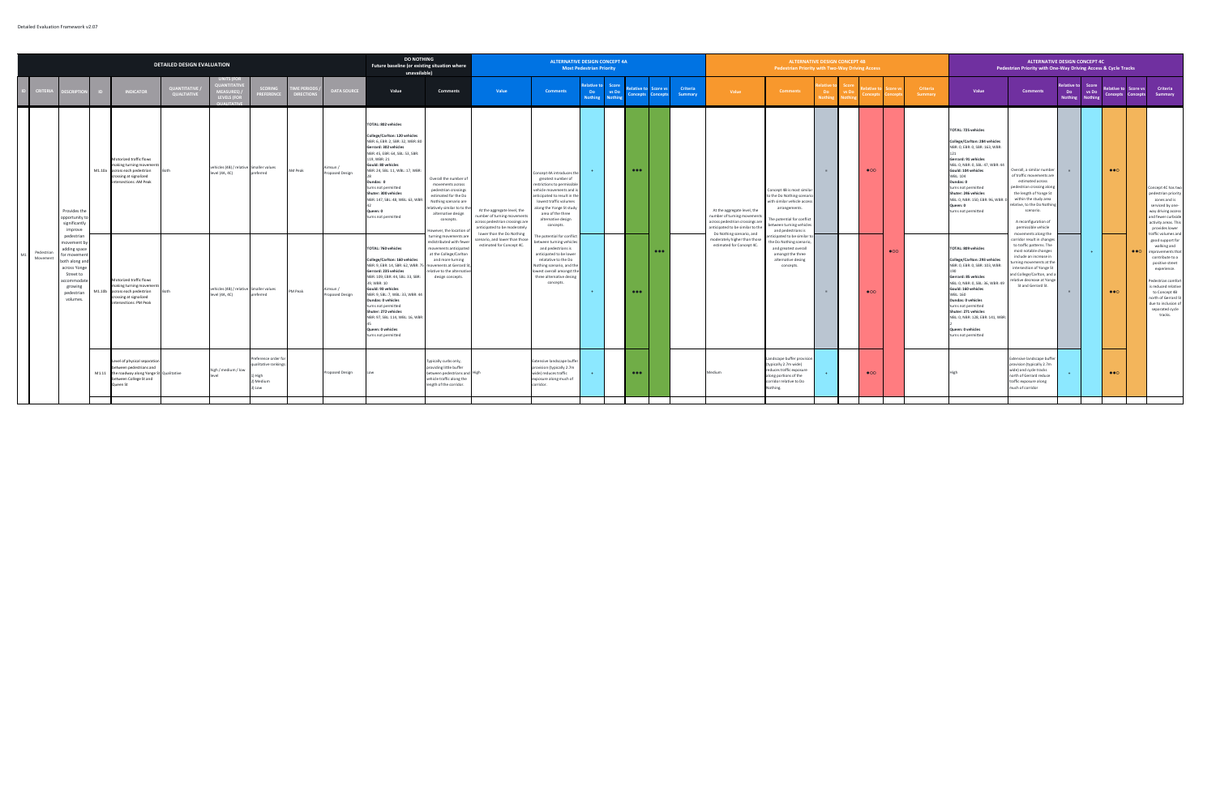Detailed Evaluation Framework v2.07

| DETAILED DESIGN EVALUATION | | | | | | | | | DO NOTHING Future baseline (or existing situation where unavailable) | | ALTERNATIVE DESIGN CONCEPT 4A Most Pedestrian Priority | | | | | | | ALTERNATIVE DESIGN CONCEPT 4B Pedestrian Priority with Two-Way Driving Access | | | | | | | ALTERNATIVE DESIGN CONCEPT 4C Pedestrian Priority with One-Way Driving Access & Cycle Tracks | | | | | | |
|---|---|---|---|---|---|---|---|---|---|---|---|---|---|---|---|---|---|---|---|---|---|---|---|---|---|---|---|---|---|---|---|---|
| ID | CRITERIA | DESCRIPTION | ID | INDICATOR | QUANTITATIVE / QUALITATIVE | UNITS (FOR QUANTITATIVE MEASURES) / LEVELS (FOR QUALITATIVE) | SCORING PREFERENCE | TIME PERIODS / DIRECTIONS | DATA SOURCE | Value | Comments | Value | Comments | Relative to Do Nothing | Score vs Do Nothing | Relative to Concepts | Score vs Concepts | Criteria Summary | Value | Comments | Relative to Do Nothing | Score vs Do Nothing | Relative to Concepts | Score vs Concepts | Criteria Summary | Value | Comments | Relative to Do Nothing | Score vs Do Nothing | Relative to Concepts | Score vs Concepts | Criteria Summary |
| M1 | Pedestrian Movement | Provides the opportunity to significantly improve pedestrian movement by adding space for movement both along and across Yonge Street to accommodate growing pedestrian volumes. | M1.10a | Motorized traffic flows making turning movements across each pedestrian crossing at signalized intersections: AM Peak | Both | vehicles (#/h) / relative level (4A, 4C) | Smaller values preferred | AM Peak | Aimsun / Proposed Design | **TOTAL: 802 vehicles** **College/Carlton: 120 vehicles** NBR: 6, EBR: 2, SBR: 32, WBR: 80 **Gerrard: 302 vehicles** NBR: 45, EBR: 64, SBL: 53, SBR: 119, WBR: 21 **Gould: 88 vehicles** NBR: 24, SBL: 11, WBL: 17, WBR: 36 **Dundas: 0** turns not permitted **Shuter: 300 vehicles** NBR: 147, SBL: 48, WBL: 63, WBR: 42 **Queen: 0** turns not permitted | Overall the number of movements across pedestrian crossings estimated for the Do Nothing scenario are relatively similar to to the alternative design concepts. However, the location of turning movements are redistributed with fewer movements anticipated at the College/Carlton and more turning movements at Gerrard St, relative to the alternative design concepts. | At the aggregate level, the number of turning movements across pedestrian crossings are anticipated to be moderately lower than the Do Nothing scenario, and lower than those estimated for Concept 4C. | Concept 4A introduces the greatest number of restrictions to permissible vehicle movements and is anticipated to result in the lowest traffic volumes along the Yonge St study area of the three alternative design concepts. The potential for conflict between turning vehicles and pedestrians is anticipated to be lower relative to the Do Nothing scenario, and the lowest overall amongst the three alternative desing concepts. | + | | ●●● | | | At the aggregate level, the number of turning movements across pedestrian crossings are anticipated to be similar to the Do Nothing scenario, and moderately higher than those estimated for Concept 4C. | Concept 4B is most similar to the Do Nothing scenario with similar vehicle access arrangements. The potential for conflict between turning vehicles and pedestrians is anticipated to be similar to the Do Nothing scenario, and greatest overall amongst the three alternative desing concepts. | = | | ●○○ | | | **TOTAL: 725 vehicles** **College/Carlton: 284 vehicles** NBR: 0, EBR: 0, SBR: 163, WBR: 121 **Gerrard: 91 vehicles** NBL: 0, NBR: 0, SBL: 47, WBR: 44 **Gould: 104 vehicles** WBL: 104 **Dundas: 0** turns not permitted **Shuter: 246 vehicles** NBL: 0, NBR: 150, EBR: 96, WBR: 0 **Queen: 0** turns not permitted | Overall, a similar number of traffic movements are estimated across pedestrian crossing along the length of Yonge St within the study area relative, to the Do Nothing scenario. A reconfiguration of permissible vehicle movements along the corridor result in changes to traffic patterns. The most notable changes include an increase in turning movements at the intersection of Yonge St and College/Carlton, and a relative decrease at Yonge St and Gerrard St. | + | | ●●○ | | Concept 4C has two pedestrian priority zones and is serviced by one-way driving access and fewer curbside activity areas. This provides lower traffic volumes and good support for walking and improvements that contribute to a positive street experience. Pedestrian comfort is reduced relative to Concept 4B north of Gerrard St due to inclusion of separated cycle tracks. |
| | | | M1.10b | Motorized traffic flows making turning movements across each pedestrian crossing at signalized intersections: PM Peak | Both | vehicles (#/h) / relative level (4A, 4C) | Smaller values preferred | PM Peak | Aimsun / Proposed Design | **TOTAL: 760 vehicles** **College/Carlton: 160 vehicles** NBR: 9, EBR: 14, SBR: 62, WBR: 75 **Gerrard: 285 vehicles** NBR: 109, EBR: 44, SBL: 33, SBR: 39, WBR: 30 **Gould: 93 vehicles** NBR: 9, SBL: 7, WBL: 33, WBR: 44 **Dundas: 0 vehicles** turns not permitted **Shuter: 272 vehicles** NBR: 97, SBL: 114, WBL: 16, WBR: 45 **Queen: 0 vehicles** turns not permitted | | | | + | | ●●● | ●●● | | | | = | | ●○○ | ●○○ | | **TOTAL: 809 vehicles** **College/Carlton: 293 vehicles** NBR: 0, EBR: 0, SBR: 103, WBR: 190 **Gerrard: 85 vehicles** NBL: 0, NBR: 0, SBL: 36, WBR: 49 **Gould: 160 vehicles** WBL: 160 **Dundas: 0 vehicles** turns not permitted **Shuter: 271 vehicles** NBL: 0, NBR: 128, EBR: 141, WBR: 2 **Queen: 0 vehicles** turns not permitted | | = | + | ●●○ | ●●○ | |
| | | | M1.11 | Level of physical separation between pedestrians and the roadway along Yonge St between College St and Queen St | Qualitative | high / medium / low level | Preference order for qualitative rankings: 1) High 2) Medium 3) Low | | Proposed Design | Low | Typically curbs only, providing little buffer between pedestrians and vehicle traffic along the length of the corridor. | High | Extensive landscape buffer provision (typically 2.7m wide) reduces traffic exposure along much of corridor. | + | | ●●● | | | Medium | Landscape buffer provision (typically 2.7m wide) reduces traffic exposure along portions of the corridor relative to Do Nothing. | + | | ●○○ | | | High | Extensive landscape buffer provision (typically 2.7m wide) and cycle tracks north of Gerrard reduce traffic exposure along much of corridor | + | | ●●○ | | |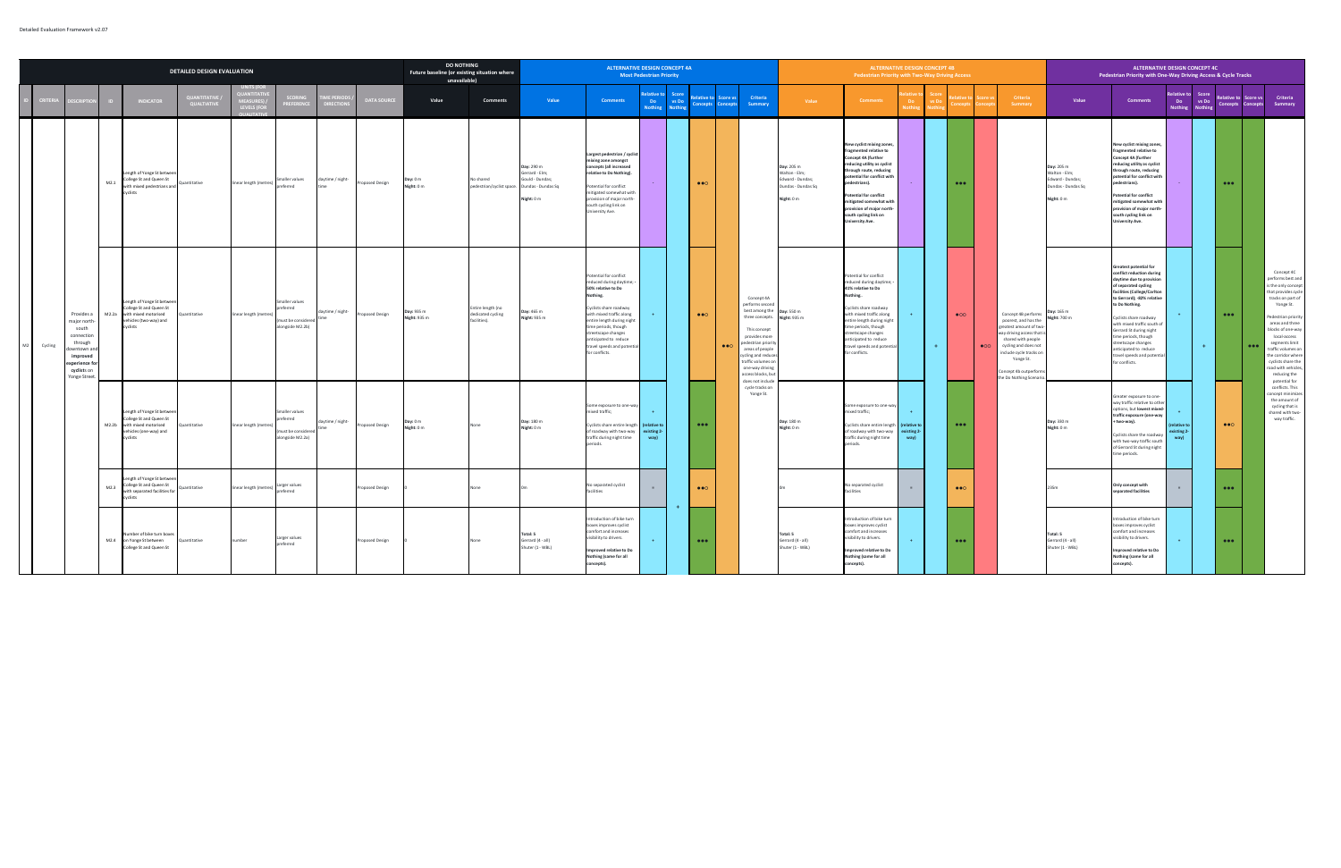Detailed Evaluation Framework v2.07

| DETAILED DESIGN EVALUATION | | | | | | | | | | DO NOTHING Future baseline (or existing situation where unavailable) | | ALTERNATIVE DESIGN CONCEPT 4A Most Pedestrian Priority | | | | | | | ALTERNATIVE DESIGN CONCEPT 4B Pedestrian Priority with Two-Way Driving Access | | | | | | | ALTERNATIVE DESIGN CONCEPT 4C Pedestrian Priority with One-Way Driving Access & Cycle Tracks | | | | | | |
|---|---|---|---|---|---|---|---|---|---|---|---|---|---|---|---|---|---|---|---|---|---|---|---|---|---|---|---|---|---|---|---|---|
| ID | CRITERIA | DESCRIPTION | ID | INDICATOR | QUANTITATIVE / QUALITATIVE | UNITS (FOR QUANTITATIVE MEASURES) / LEVELS (FOR QUALITATIVE) | SCORING PREFERENCE | TIME PERIODS / DIRECTIONS | DATA SOURCE | Value | Comments | Value | Comments | Relative to Do Nothing | Score vs Do Nothing | Relative to Concepts | Score vs Concepts | Criteria Summary | Value | Comments | Relative to Do Nothing | Score vs Do Nothing | Relative to Concepts | Score vs Concepts | Criteria Summary | Value | Comments | Relative to Do Nothing | Score vs Do Nothing | Relative to Concepts | Score vs Concepts | Criteria Summary |
| M2 | Cycling | Provides a major north-south connection through downtown and improved experience for cyclists on Yonge Street. | M2.1 | Length of Yonge St between College St and Queen St with mixed pedestrians and cyclists | Quantitative | linear length (metres) | Smaller values preferred | daytime / night-time | Proposed Design | **Day:** 0 m<br>**Night:** 0 m | No shared pedestrian/cyclist space | **Day:** 290 m<br>Gerrard - Elm;<br>Gould - Dundas;<br>Dundas - Dundas Sq<br>**Night:** 0 m | **Largest pedestrian / cyclist mixing zone amongst concepts (all increased relative to Do Nothing).**<br>Potential for conflict mitigated somewhat with provision of major north-south cycling link on University Ave. | - | + | ●●○ | ●●○ | Concept 4A performs second best among the three concepts.<br>This concept provides more pedestrian priority areas of people cycling and reduces traffic volumes on one-way driving access blocks, but does not include cycle tracks on Yonge St. | **Day:** 205 m<br>Walton - Elm;<br>Edward - Dundas;<br>Dundas - Dundas Sq<br>**Night:** 0 m | **New cyclist mixing zones, fragmented relative to Concept 4A (further reducing utility as cyclist through route, reducing potential for conflict with pedestrians).**<br>**Potential for conflict mitigated somewhat with provision of major north-south cycling link on University Ave.** | - | + | ●●● | ●○○ | Concept 4B performs poorest, and has the greatest amount of two-way driving access that is shared with people cycling and does not include cycle tracks on Yonge St.<br>Concept 4b outperforms the Do Nothing Scenario. | **Day:** 205 m<br>Walton - Elm;<br>Edward - Dundas;<br>Dundas - Dundas Sq<br>**Night:** 0 m | **New cyclist mixing zones, fragmented relative to Concept 4A (further reducing utility as cyclist through route, reducing potential for conflict with pedestrians).**<br>**Potential for conflict mitigated somewhat with provision of major north-south cycling link on University Ave.** | - | + | ●●● | ●●● | Concept 4C performs best and is the only concept that provides cycle tracks as part of Yonge St.<br>Pedestrian priority areas and three blocks of one-way local-access segments limit traffic volumes on the corridor where cyclists share the road with vehicles, reducing the potential for conflicts. This concept minimizes the amount of cycling that is shared with two-way traffic. |
| | | | M2.2a | Length of Yonge St between College St and Queen St with mixed motorized vehicles (two-way) and cyclists | Quantitative | linear length (metres) | Smaller values preferred (must be considered alongside M2.2b) | daytime / night-time | Proposed Design | **Day:** 935 m<br>**Night:** 935 m | Entire length (no dedicated cycling facilities). | **Day:** 465 m<br>**Night:** 935 m | Potential for conflict reduced during daytime; ~50% relative to Do Nothing.<br>Cyclists share roadway with mixed traffic along entire length during night time periods, though streetscape changes anticipated to reduce travel speeds and potential for conflicts. | + | | ●●○ | | | **Day:** 550 m<br>**Night:** 935 m | Potential for conflict reduced during daytime; ~41% relative to Do Nothing.<br>Cyclists share roadway with mixed traffic along entire length during night time periods, though streetscape changes anticipated to reduce travel speeds and potential for conflicts. | + | | ●○○ | | | **Day:** 165 m<br>**Night:** 700 m | **Greatest potential for conflict reduction during daytime due to provision of separated cycling facilities (College/Carlton to Gerrard); ~82% relative to Do Nothing.**<br>Cyclists share roadway with mixed traffic south of Gerrard St during night time periods, though streetscape changes anticipated to reduce travel speeds and potential for conflicts. | + | | ●●● | |
| | | | M2.2b | Length of Yonge St between College St and Queen St with mixed motorized vehicles (one-way) and cyclists | Quantitative | linear length (metres) | Smaller values preferred (must be considered alongside M2.2a) | daytime / night-time | Proposed Design | **Day:** 0 m<br>**Night:** 0 m | None | **Day:** 180 m<br>**Night:** 0 m | Some exposure to one-way mixed traffic;<br>Cyclists share entire length of roadway with two-way traffic during night time periods. | + (relative to existing 2-way) | | ●●● | | | **Day:** 180 m<br>**Night:** 0 m | Some exposure to one-way mixed traffic;<br>Cyclists share entire length of roadway with two-way traffic during night time periods. | + (relative to existing 2-way) | | ●●● | | | **Day:** 330 m<br>**Night:** 0 m | Greater exposure to one-way traffic relative to other options, but **lowest mixed-traffic exposure (one-way + two-way).**<br>Cyclists share the roadway with two-way traffic south of Gerrard St during night time periods. | + (relative to existing 2-way) | | ●●○ | |
| | | | M2.3 | Length of Yonge St between College St and Queen St with separated facilities for cyclists | Quantitative | linear length (metres) | Larger values preferred | | Proposed Design | 0 | None | 0m | No separated cyclist facilities | = | | ●●○ | | | 0m | No separated cyclist facilities | = | | ●●○ | | | 235m | **Only concept with separated facilities** | + | | ●●● | |
| | | | M2.4 | Number of bike turn boxes on Yonge St between College St and Queen St | Quantitative | number | Larger values preferred | | Proposed Design | 0 | None | **Total: 6**<br>Gerrard (4 - all)<br>Shuter (1 - WBL) | Introduction of bike turn boxes improves cyclist comfort and increases visibility to drivers.<br>**Improved relative to Do Nothing (same for all concepts).** | + | | ●●● | | | **Total: 5**<br>Gerrard (4 - all)<br>Shuter (1 - WBL) | Introduction of bike turn boxes improves cyclist comfort and increases visibility to drivers.<br>**Improved relative to Do Nothing (same for all concepts).** | + | | ●●● | | | **Total: 5**<br>Gerrard (4 - all)<br>Shuter (1 - WBL) | Introduction of bike turn boxes improves cyclist comfort and increases visibility to drivers.<br>**Improved relative to Do Nothing (same for all concepts).** | + | | ●●● | |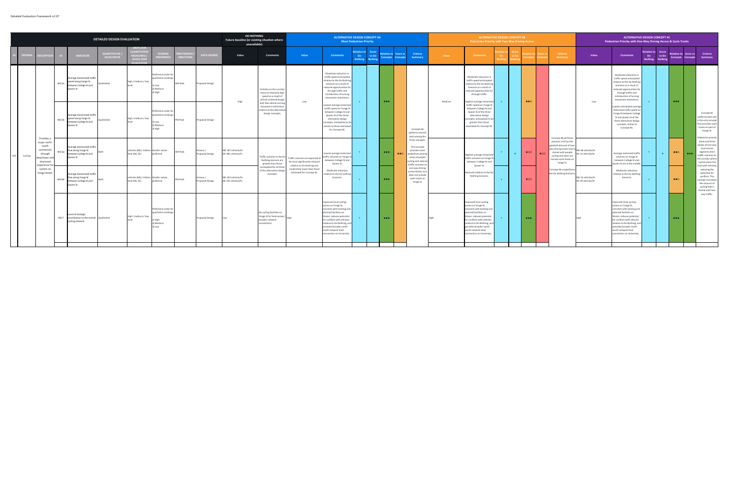Detailed Evaluation Framework v2.07

| DETAILED DESIGN EVALUATION | | | | | | | | | | DO NOTHING Future baseline (or existing situation where unavailable) | | ALTERNATIVE DESIGN CONCEPT 4A Most Pedestrian Priority | | | | | | | ALTERNATIVE DESIGN CONCEPT 4B Pedestrian Priority with Two-Way Driving Access | | | | | | | ALTERNATIVE DESIGN CONCEPT 4C Pedestrian Priority with One-Way Driving Access & Cycle Tracks | | | | | | |
|---|---|---|---|---|---|---|---|---|---|---|---|---|---|---|---|---|---|---|---|---|---|---|---|---|---|---|---|---|---|---|---|---|
| ID | CRITERIA | DESCRIPTION | ID | INDICATOR | QUANTITATIVE / QUALITATIVE | UNITS (FOR QUANTITATIVE MEASURES) / LEVELS (FOR QUALITATIVE | SCORING PREFERENCE | TIME PERIODS / DIRECTIONS | DATA SOURCE | Value | Comments | Value | Comments | Relative to Do Nothing | Score vs Do Nothing | Relative to Concepts | Score vs Concepts | Criteria Summary | Value | Comments | Relative to Do Nothing | Score vs Do Nothing | Relative to Concepts | Score vs Concepts | Criteria Summary | Value | Comments | Relative to Do Nothing | Score vs Do Nothing | Relative to Concepts | Score vs Concepts | Criteria Summary |
| M2 | Cycling | Provides a major north-south connection through downtown and improved experience for cyclists on Yonge Street. | M2.5a | Average (motorized) traffic speed along Yonge St between College St and Queen St | Qualitative | high / medium / low level | Preference order for qualitative rankings: 1) Low 2) Medium 3) High | AM Peak | Proposed Design | High | Vehicles on the corridor move at relatively high speed as a result of vehicle-oriented design with few vehicle turning movement restrictions relative to the alternative design concepts. | Low | Moderate reduction in traffic speed anticipated relative to the Do Nothing Scenario as a result of reduced opportunities for through traffic and introduction of turning movement restrictions. Lowest average motorized traffic speed on Yonge St between College St and Queen St of the three alternative design concepts, anticipated to be similar to those estimated for Concept 4C. | + | | ●●● | | Concept 4A performs best among the three concepts. This concept provides more pedestrian priority areas of people cycling and reduces traffic volumes on one-way driving access blocks, but does not include cycle tracks on Yonge St. | Medium | Moderate reduction in traffic speed anticipated relative to the Do Nothing Scenario as a result of reduced opportunities for through traffic. Highest average motorized traffic speed on Yonge St between College St and Queen St of the three alternative design concepts, anticipated to be greater than those estimated for Concept 4C. | + | | ●●○ | | Concept 4B performs poorest, and has the greatest amount of two-way driving access that is shared with people cycling and does not include cycle tracks on Yonge St. Concept 4b outperforms the Do Nothing Scenario. | Low | Moderate reduction in traffic speed anticipated relative to the Do Nothing Scenario as a result of reduced opportunities for through traffic and introduction of turning movement restrictions. Lowest anticipated average motorized traffic speed on Yonge St between College St and Queen St of the three alternative design concepts, similar to Concept 4A. | + | | ●●● | | Concept 4C performs best and is the only concept that provides cycle tracks on part of Yonge St. Pedestrian priority areas and three blocks of one-way local access segments limit traffic volumes on the corridor where cyclists share the road with vehicles, reducing the potential for conflicts. This concept minimizes the amount of cycling that is shared with two-way traffic. |
| | | | M2.5b | Average (motorized) traffic speed along Yonge St between College St and Queen St | Qualitative | high / medium / low level | Preference order for qualitative rankings: 1) Low 2) Medium 3) High | PM Peak | Proposed Design | | | | | | | | | | | | | | | | | | | | | | | |
| | | | M2.6a | Average (motorized) traffic flow along Yonge St between College St and Queen St | Both | vehicles (4B) / relative level (4A, 4C) | Smaller values preferred | AM Peak | Aimsun / Proposed Design | NB: 587 vehicles/hr SB: 481 vehicles/hr | Traffic volumes in the Do Nothing scenario are greater than those anticipated for all three of the alternative design concepts. | Traffic volumes are expected to be most significantly reduced relative to Do Nothing and moderately lower than those estimated for Concept 4C. | Lowest average motorized traffic volumes on Yonge St between College St and Queen St. Moderate reduction relative to the Do Nothing Scenario. | + | + | ●●● | ●●○ | | | Highest average motorized traffic volumes on Yonge St between College St and Queen St. Reduced relative to the Do Nothing Scenario. | + | + | ●○○ | ●○○ | | NB: 68 vehicles/hr SB: 31 vehicles/hr | Average motorized traffic volumes on Yonge St between College St and Queen St sits in the middle. Moderate reduction relative to the Do Nothing Scenario. | + | + | ●●○ | ●●● | |
| | | | M2.6b | Average (motorized) traffic flow along Yonge St between College St and Queen St | Both | vehicles (4B) / relative level (4A, 4C) | Smaller values preferred | PM Peak | Aimsun / Proposed Design | NB: 422 vehicles/hr SB: 232 vehicles/hr | | | | + | | ●●● | | | | | + | | ●○○ | | | NB: 53 vehicles/hr SB: 40 vehicles/hr | | + | | ●●○ | | |
| | | | M2.7 | Level of strategic contribution to the overall cycling network | Qualitative | high / medium / low level | Preference order for qualitative rankings: 1) High 2) Medium 3) Low | | Proposed Design | Low | No cycling facilities on Yonge St for local access / broader network connections. | High | Improved local cycling access on Yonge St, connects with existing and planned facilities on Shuter, reduces potential for conflicts with vehicles relative to Do Nothing, and provides broader north-south network-level connection on University. | + | | ●●● | | | High | Improved local cycling access on Yonge St, connects with existing and planned facilities on Shuter, reduces potential for conflicts with vehicles relative to Do Nothing, and provides broader north-south network-level connection on University. | + | | ●●● | | | High | Improved local cycling access on Yonge St, connects with existing and planned facilities on Shuter, reduces potential for conflicts with vehicles relative to Do Nothing, and provides broader north-south network-level connection on University. | + | | ●●● | | |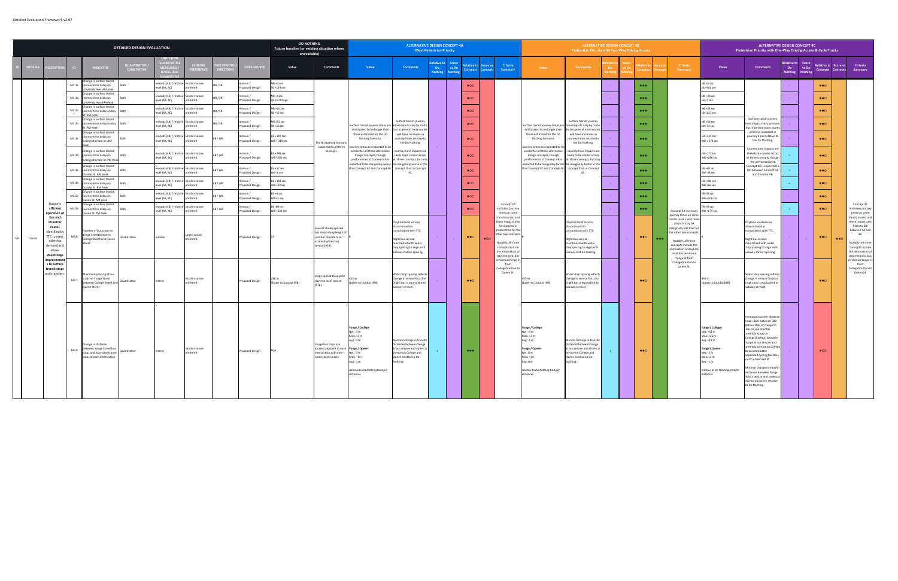Detailed Evaluation Framework v2.07

| DETAILED DESIGN EVALUATION | | | | | | | | | | DO NOTHING Future baseline (or existing situation where unavailable) | | ALTERNATIVE DESIGN CONCEPT 4A Most Pedestrian Priority | | | | | | | ALTERNATIVE DESIGN CONCEPT 4B Pedestrian Priority with Two-Way Driving Access | | | | | | | ALTERNATIVE DESIGN CONCEPT 4C Pedestrian Priority with One-Way Driving Access & Cycle Tracks | | | | | | |
|---|---|---|---|---|---|---|---|---|---|---|---|---|---|---|---|---|---|---|---|---|---|---|---|---|---|---|---|---|---|---|---|---|
| ID | CRITERIA | DESCRIPTION | ID | INDICATOR | QUANTITATIVE / QUALITATIVE | UNITS (FOR QUANTITATIVE MEASURES) / LEVELS (FOR QUALITATIVE) | SCORING PREFERENCE | TIME PERIODS / DIRECTIONS | DATA SOURCE | Value | Comments | Value | Comments | Relative to Do Nothing | Score vs Do Nothing | Relative to Concepts | Score vs Concepts | Criteria Summary | Value | Comments | Relative to Do Nothing | Score vs Do Nothing | Relative to Concepts | Score vs Concepts | Criteria Summary | Value | Comments | Relative to Do Nothing | Score vs Do Nothing | Relative to Concepts | Score vs Concepts | Criteria Summary |
| M3 | Transit | Supports efficient operation of bus and streetcar routes identified by TTC to meet ridership demand and allows streetscape improvements to surface transit stops and transfers. | M3.1a | Change in surface transit journey time delay on University Ave: AM peak | Both | seconds (KB) / relative level (4A, 4C) | Smaller values preferred | NB / SB | Aimsun / Proposed Design | NB +3 sec SB +129 sec | The Do Nothing Scenario outperforms all three concepts. | Surface transit journey times are anticipated to be longer than those estimated for the Do Nothing Scenario. Journey times are expected to be similar for all three alternative design concepts, though performance of Concept 4A is expected to be marginally worse than Concept 4C and Concept 4B. | Surface transit journey time impacts vary by route, but in general more routes will have increases in journey times relative to the Do Nothing. Journey time impacts are likely to be similar across all three concepts, but may be marginally worse in this concept than in Concept 4C. | - | | ●○○ | ●○○ | Concept 4A increases journey times on some transit routes, and these impacts may be marginally greater than for the other two concepts. Notably, all three concepts include the elimination of daytime local bus service on Yonge St from College/Carlton to Queen St. | Surface transit journey times are anticipated to be longer than those estimated for the Do Nothing Scenario. Journey times are expected to be similar for all three alternative design concepts, though performance of Concept 4B is expected to be marginally better than Concept 4C and Concept 4A. | Surface transit journey time impacts vary by route, but in general more routes will have increases in journey times relative to the Do Nothing. Journey time impacts are likely to be similar across all three concepts, but may be marginally better in this concept than in Concept 4C. | - | | ●●● | ●●● | Concept 4B increases journey times on some transit routes, and these impacts may be marginally less than for the other two concepts. Notably, all three concepts include the elimination of daytime local bus service on Yonge St from College/Carlton to Queen St. | NB +5 sec SB +361 sec | Surface transit journey time impacts vary by route, but in general more routes will have increases in journey times relative to the Do Nothing. Journey time impacts are likely to be similar across all three concepts, though the performance of Concept 4C is expected to fall between Concept 4A and Concept 4B. | - | | ●●○ | ●●○ | Concept 4C increases journey times on some transit routes, and these impacts are likely to fall between 4A and 4B. Notably, all three concepts include the elimination of daytime local bus service on Yonge St from College/Carlton to Queen St. |
| | | | M3.1b | Change in surface transit journey time delay on University Ave: PM Peak | Both | seconds (KB) / relative level (4A, 4C) | Smaller values preferred | NB / SB | Aimsun / Proposed Design | NB -3 sec SB no change | | | | | | ●○○ | | | | | - | | ●●● | | | NB +30 sec SB +7 sec | | - | | ●●○ | | |
| | | | M3.2a | Change in surface transit journey time delay on Bay St: AM peak | Both | seconds (KB) / relative level (4A, 4C) | Smaller values preferred | NB / SB | Aimsun / Proposed Design | NB +10 sec SB +13 sec | | | | | | ●○○ | | | | | - | | ●●● | | | NB +23 sec SB +117 sec | | - | | ●●○ | | |
| | | | M3.2b | Change in surface transit journey time delay on Bay St: PM Peak | Both | seconds (KB) / relative level (4A, 4C) | Smaller values preferred | NB / SB | Aimsun / Proposed Design | NB +53 sec SB +16 sec | | | | | | ●○○ | | | | | - | | ●●● | | | NB +59 sec SB +52 sec | | - | | ●●○ | | |
| | | | M3.3a | Change in surface transit journey time delay on College/Carlton St: AM peak | Both | seconds (KB) / relative level (4A, 4C) | Smaller values preferred | EB / WB | Aimsun / Proposed Design | EB +147 sec WB +219 sec | | | | | | ●○○ | | | | | - | | ●●● | | | EB +141 sec WB +273 sec | | - | | ●●○ | | |
| | | | M3.3b | Change in surface transit journey time delay on College/Carlton St: PM Peak | Both | seconds (KB) / relative level (4A, 4C) | Smaller values preferred | EB / WB | Aimsun / Proposed Design | EB +288 sec WB +280 sec | | | | | | ●○○ | | | | | - | | ●●● | | | EB +127 sec WB +286 sec | | + | | ●●○ | | |
| | | | M3.4a | Change in surface transit journey time delay on Dundas St: AM peak | Both | seconds (KB) / relative level (4A, 4C) | Smaller values preferred | EB / WB | Aimsun / Proposed Design | EB +57 sec WB -6 sec | | | | | | ●○○ | | | | | - | | ●●● | | | EB +80 sec WB -43 sec | | + | | ●●○ | | |
| | | | M3.4b | Change in surface transit journey time delay on Dundas St: PM Peak | Both | seconds (KB) / relative level (4A, 4C) | Smaller values preferred | EB / WB | Aimsun / Proposed Design | EB +183 sec WB +24 sec | | | | | | ●○○ | | | | | - | | ●●● | | | EB +184 sec WB +66 sec | | + | | ●●○ | | |
| | | | M3.5a | Change in surface transit journey time delay on Queen St: AM peak | Both | seconds (KB) / relative level (4A, 4C) | Smaller values preferred | EB / WB | Aimsun / Proposed Design | EB +0 sec WB +5 sec | | | | | | ●○○ | | | | | - | | ●●● | | | EB -33 sec WB +108 sec | | - | | ●●○ | | |
| | | | M3.5b | Change in surface transit journey time delay on Queen St: PM Peak | Both | seconds (KB) / relative level (4A, 4C) | Smaller values preferred | EB / WB | Aimsun / Proposed Design | EB -60 sec WB +230 sec | | | | | | ●○○ | | | | | - | | ●●● | | | EB -33 sec WB +175 sec | | + | | ●●○ | | |
| | | | M3.6 | Number of bus stops on Yonge Street between College Street and Queen Street | Quantitative | number | Larger values preferred | | Proposed Design | 14 | Several closely spaced bus stops along length of corridor provide local access daytime bus service (97B). | 8 | Daytime local service discontinued in consultation with TTC. Night bus service maintained with wider stop spacing to align with subway station spacing. | - | - | ●●○ | ●○○ | | 8 | Daytime local service discontinued in consultation with TTC. Night bus service maintained with wider stop spacing to align with subway station spacing. | - | - | ●●○ | ●●● | | 8 | Daytime local service discontinued in consultation with TTC. Night bus service maintained with wider stop spacing to align with subway station spacing. | - | - | ●●○ | ●●○ | |
| | | | M3.7 | Maximum spacing of bus stops on Yonge Street between College Street and Queen Street | Quantitative | metres | Smaller values preferred | | Proposed Design | 280 m Shuter to Dundas (NB) | Stops spaced closely for daytime local service (97B). | 455 m Queen to Dundas (NB) | Wider stop spacing reflects change in service function (night bus is equivalent to subway service). | - | | ●●○ | | | 455 m Queen to Dundas (NB) | Wider stop spacing reflects change in service function (night bus is equivalent to subway service). | - | | ●●○ | | | 455 m Queen to Dundas (NB) | Wider stop spacing reflects change in service function (night bus is equivalent to subway service). | - | | ●●○ | | |
| | | | M3.8 | Change in distance between Yonge Street bus stops and east-west transit stops at each intersection | Quantitative | metres | Smaller values preferred | | Proposed Design | N/A | Yonge bus stops are located adjacent to each intersection with east-west transit routes. | *Yonge / College:* Net: -3 m Max: +2 m Avg: -1 m *Yonge / Queen:* Net: -3 m Max: +1m Avg: -1 m *relative to Do Nothing transfer distances* | Minimal change in transfer distances between Yonge St bus service and streetcar service on College and Queen relative to Do Nothing. | + | | ●●● | | | *Yonge / College:* Net: -3 m Max: +2 m Avg: -1 m *Yonge / Queen:* Net: 0 m Max: +1m Avg: 0 m *relative to Do Nothing transfer distances* | Minimal change in transfer distances between Yonge St bus service and streetcar service on College and Queen relative to Do Nothing. | + | | ●●○ | | | *Yonge / College:* Net: +52 m Max: +26 m Avg: +13 m *Yonge / Queen:* Net: -3 m Max: +1 m Avg: -1 m *relative to Do Nothing transfer distances* | Increased transfer distance (max +26m between 320 NB bus stop on Yonge to 306 EB and 306 WB streetcar stops on College/Carlton) between Yonge St bus service and streetcar service on College to accommodate separated cycling facilities north of Gerrard St. Minimal change in transfer distances between Yonge St bus service and streetcar service on Queen relative to Do Nothing. | - | | ●○○ | | |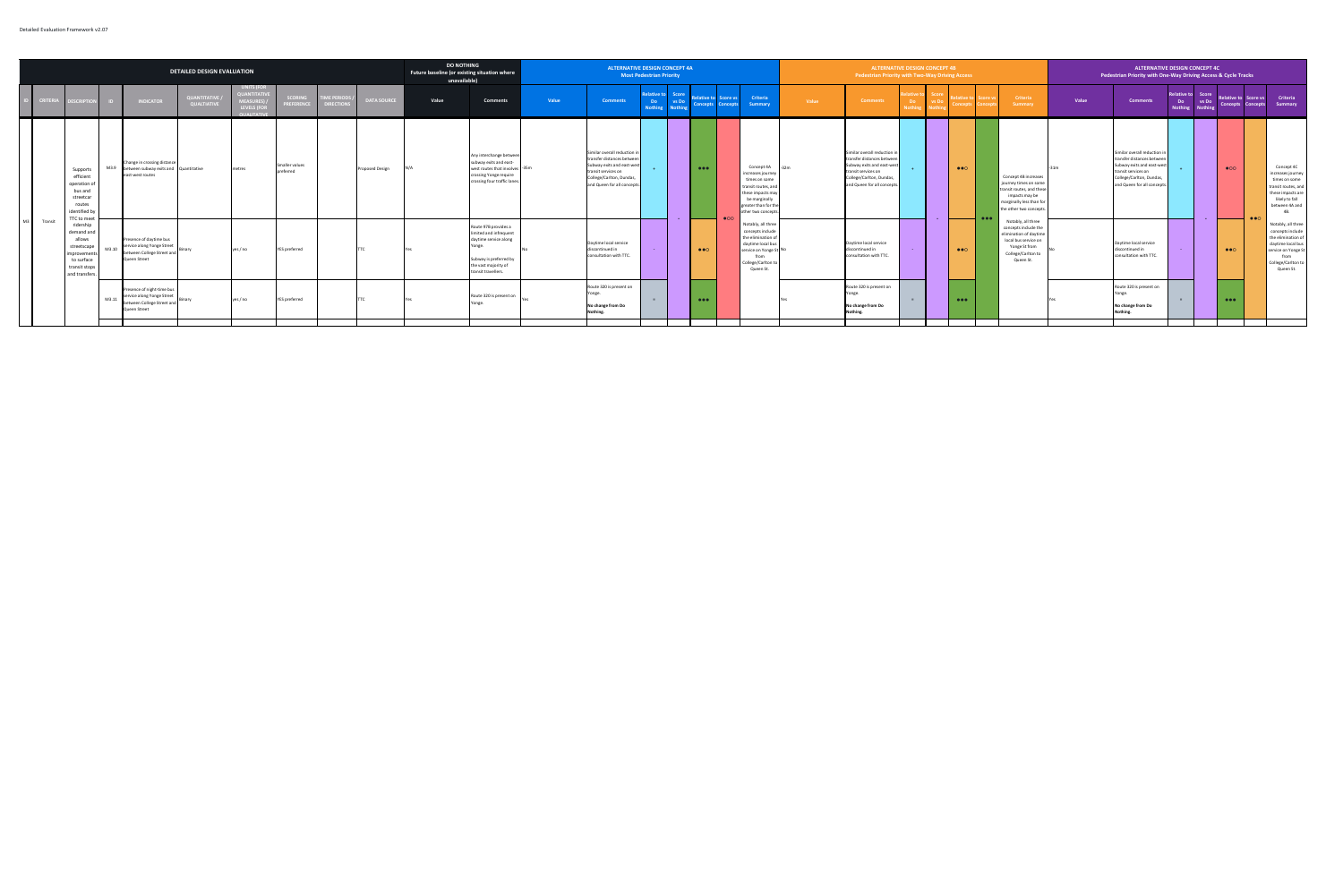Detailed Evaluation Framework v2.07

| DETAILED DESIGN EVALUATION | | | | | | | | | | DO NOTHING Future baseline (or existing situation where unavailable) | | ALTERNATIVE DESIGN CONCEPT 4A Most Pedestrian Priority | | | | | | | ALTERNATIVE DESIGN CONCEPT 4B Pedestrian Priority with Two-Way Driving Access | | | | | | | ALTERNATIVE DESIGN CONCEPT 4C Pedestrian Priority with One-Way Driving Access & Cycle Tracks | | | | | | |
|---|---|---|---|---|---|---|---|---|---|---|---|---|---|---|---|---|---|---|---|---|---|---|---|---|---|---|---|---|---|---|---|---|
| ID | CRITERIA | DESCRIPTION | ID | INDICATOR | QUANTITATIVE / QUALITATIVE | UNITS (FOR QUANTITATIVE MEASURES) / LEVELS (FOR QUALITATIVE | SCORING PREFERENCE | TIME PERIODS / DIRECTIONS | DATA SOURCE | Value | Comments | Value | Comments | Relative to Do Nothing | Score vs Do Nothing | Relative to Concepts | Score vs Concepts | Criteria Summary | Value | Comments | Relative to Do Nothing | Score vs Do Nothing | Relative to Concepts | Score vs Concepts | Criteria Summary | Value | Comments | Relative to Do Nothing | Score vs Do Nothing | Relative to Concepts | Score vs Concepts | Criteria Summary |
| M3 | Transit | Supports efficient operation of bus and streetcar routes identified by TTC to meet ridership demand and allows streetscape improvements to surface transit stops and transfers. | M3.9 | Change in crossing distance between subway exits and east-west routes | Quantitative | metres | Smaller values preferred | | Proposed Design | N/A | Any interchange between subway exits and east-west routes that involves crossing Yonge require crossing four traffic lanes. | -35m | Similar overall reduction in transfer distances between subway exits and east-west transit services on College/Carlton, Dundas, and Queen for all concepts. | + | - | ●●● | ●○○ | Concept 4A increases journey times on some transit routes, and these impacts may be marginally greater than for other two concepts. Notably, all three concepts include the elimination of daytime local bus service on Yonge St from College/Carlton to Queen St. | -32m | Similar overall reduction in transfer distances between subway exits and east-west transit services on College/Carlton, Dundas, and Queen for all concepts. | + | - | ●●○ | ●●● | Concept 4B increases journey times on some transit routes, and these impacts may be marginally less than for the other two concepts. Notably, all three concepts include the elimination of daytime local bus service on Yonge St from College/Carlton to Queen St. | -31m | Similar overall reduction in transfer distances between subway exits and east-west transit services on College/Carlton, Dundas, and Queen for all concepts. | + | - | ●○○ | ●●○ | Concept 4C increases journey times on some transit routes, and these impacts are likely to fall between 4A and 4B. Notably, all three concepts include the elimination of daytime local bus service on Yonge St from College/Carlton to Queen St. |
| | | | M3.10 | Presence of daytime bus service along Yonge Street between College Street and Queen Street | Binary | yes / no | YES preferred | | TTC | Yes | Route 97B provides a limited and infrequent daytime service along Yonge. Subway is preferred by the vast majority of transit travellers. | No | Daytime local service discontinued in consultation with TTC. | - | | ●●○ | | | No | Daytime local service discontinued in consultation with TTC. | - | | ●●○ | | | No | Daytime local service discontinued in consultation with TTC. | - | | ●●○ | | |
| | | | M3.11 | Presence of night-time bus service along Yonge Street between College Street and Queen Street | Binary | yes / no | YES preferred | | TTC | Yes | Route 320 is present on Yonge. | Yes | Route 320 is present on Yonge. **No change from Do Nothing.** | = | | ●●● | | | Yes | Route 320 is present on Yonge. **No change from Do Nothing.** | = | | ●●● | | | Yes | Route 320 is present on Yonge. **No change from Do Nothing.** | = | | ●●● | | |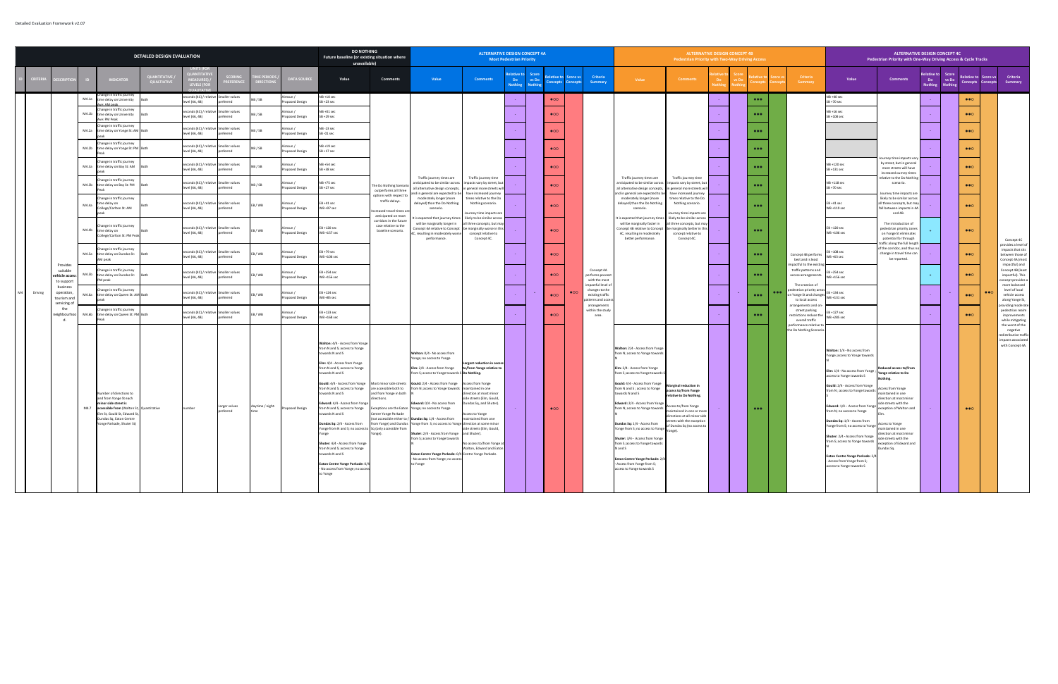Detailed Evaluation Framework v2.07

| DETAILED DESIGN EVALUATION | | | | | | | | | | DO NOTHING Future baseline (or existing situation where unavailable) | | ALTERNATIVE DESIGN CONCEPT 4A Most Pedestrian Priority | | | | | | | ALTERNATIVE DESIGN CONCEPT 4B Pedestrian Priority with Two-Way Driving Access | | | | | | | ALTERNATIVE DESIGN CONCEPT 4C Pedestrian Priority with One-Way Driving Access & Cycle Tracks | | | | | | |
|---|---|---|---|---|---|---|---|---|---|---|---|---|---|---|---|---|---|---|---|---|---|---|---|---|---|---|---|---|---|---|---|---|
| ID | CRITERIA | DESCRIPTION | ID | INDICATOR | QUANTITATIVE / QUALITATIVE | UNITS (FOR QUANTITATIVE MEASURES) / LEVELS (FOR QUALITATIVE) | SCORING PREFERENCE | TIME PERIODS / DIRECTIONS | DATA SOURCE | Value | Comments | Value | Comments | Relative to Do Nothing | Score vs Do Nothing | Relative to Concepts | Score vs Concepts | Criteria Summary | Value | Comments | Relative to Do Nothing | Score vs Do Nothing | Relative to Concepts | Score vs Concepts | Criteria Summary | Value | Comments | Relative to Do Nothing | Score vs Do Nothing | Relative to Concepts | Score vs Concepts | Criteria Summary |
| M4 | Driving | Provides suitable vehicle access to support business operation, tourism and servicing of the neighbourhood. | M4.1a | Change in traffic journey time delay on University Ave: AM peak | Both | seconds (4C) / relative level (4A, 4B) | Smaller values preferred | NB / SB | Aimsun / Proposed Design | NB +10 sec SB +23 sec | The Do Nothing Scenario outperforms all three options with respect to traffic delays. Increased travel times are anticipated on most corridors in the future case relative to the baseline scenario. | Traffic journey times are anticipated to be similar across all alternative design concepts, and in general are expected to be moderately longer (more delayed) than the Do Nothing scenario. It is expected that journey times will be marginally longer in Concept 4A relative to Concept 4C, resulting in moderately worse performance. | Traffic journey time impacts vary by street, but in general more streets will have increased journey times relative to the Do Nothing scenario. Journey time impacts are likely to be similar across all three concepts, but may be marginally worse in this concept relative to Concept 4C. | - | | ●○○ | ●○○ | Concept 4A performs poorest with the most impactful level of changes to the existing traffic patterns and access arrangements within the study area. | Traffic journey times are anticipated to be similar across all alternative design concepts, and in general are expected to be moderately longer (more delayed) than the Do Nothing scenario. It is expected that journey times will be marginally faster in Concept 4B relative to Concept 4C, resulting in moderately better performance. | Traffic journey time impacts vary by street, but in general more streets will have increased journey times relative to the Do Nothing scenario. Journey time impacts are likely to be similar across all three concepts, but may be marginally better in this concept relative to Concept 4C. | - | - | ●●● | ●●● | Concept 4B performs best and is least impactful to the existing traffic patterns and access arrangements. The creation of pedestrian priority areas on Yonge St and changes to local access arrangements and on-street parking restrictions reduce the overall traffic performance relative to the Do Nothing Scenario. | NB +80 sec SB +70 sec | Journey time impacts vary by street, but in general more streets will have increased journey times relative to the Do Nothing scenario. Journey time impacts are likely to be similar across all three concepts, but may fall between impacts in 4A and 4B. The introduction of pedestrian priority zones on Yonge St eliminates potential for through traffic along the full length of the corridor, and thus no change in travel time can be reported. | - | - | ●●○ | ●●○ | Concept 4C provides a level of impacts that sits between those of Concept 4A (most impactful) and Concept 4B (least impactful). This concept provides a more balanced level of local vehicle access along Yonge St, providing moderate pedestrian realm improvements while mitigating the worst of the negative redistributive traffic impacts associated with Concept 4A. |
| | | | M4.1b | Change in traffic journey time delay on University Ave: PM Peak | Both | seconds (4C) / relative level (4A, 4B) | Smaller values preferred | NB / SB | Aimsun / Proposed Design | NB +31 sec SB +29 sec | | | | - | | ●○○ | | | | | - | | ●●● | | | NB +16 sec SB +108 sec | | - | | ●●○ | | |
| | | | M4.2a | Change in traffic journey time delay on Yonge St: AM peak | Both | seconds (4C) / relative level (4A, 4B) | Smaller values preferred | NB / SB | Aimsun / Proposed Design | NB -23 sec SB -31 sec | | | | - | | ●○○ | | | | | - | | ●●● | | | | | - | | ●●○ | | |
| | | | M4.2b | Change in traffic journey time delay on Yonge St: PM Peak | Both | seconds (4C) / relative level (4A, 4B) | Smaller values preferred | NB / SB | Aimsun / Proposed Design | NB +19 sec SB +17 sec | | | | - | | ●○○ | | | | | - | | ●●● | | | | | - | | ●●○ | | |
| | | | M4.3a | Change in traffic journey time delay on Bay St: AM peak | Both | seconds (4C) / relative level (4A, 4B) | Smaller values preferred | NB / SB | Aimsun / Proposed Design | NB +54 sec SB +38 sec | | | | - | | ●○○ | | | | | - | | ●●● | | | NB +120 sec SB +131 sec | | - | | ●●○ | | |
| | | | M4.3b | Change in traffic journey time delay on Bay St: PM Peak | Both | seconds (4C) / relative level (4A, 4B) | Smaller values preferred | NB / SB | Aimsun / Proposed Design | NB +75 sec SB +27 sec | | | | - | | ●○○ | | | | | - | | ●●● | | | NB +118 sec SB +70 sec | | - | | ●●○ | | |
| | | | M4.4a | Change in traffic journey time delay on College/Carlton St: AM peak | Both | seconds (4C) / relative level (4A, 4B) | Smaller values preferred | EB / WB | Aimsun / Proposed Design | EB +41 sec WB +97 sec | | | | - | | ●○○ | | | | | - | | ●●● | | | EB +41 sec WB +119 sec | | - | | ●●○ | | |
| | | | M4.4b | Change in traffic journey time delay on College/Carlton St: PM Peak | Both | seconds (4C) / relative level (4A, 4B) | Smaller values preferred | EB / WB | Aimsun / Proposed Design | EB +120 sec WB +157 sec | | | | - | | ●○○ | | | | | - | | ●●● | | | EB +120 sec WB +106 sec | | + | | ●●○ | | |
| | | | M4.5a | Change in traffic journey time delay on Dundas St: AM peak | Both | seconds (4C) / relative level (4A, 4B) | Smaller values preferred | EB / WB | Aimsun / Proposed Design | EB +79 sec WB +106 sec | | | | - | | ●○○ | | | | | - | | ●●● | | | EB +108 sec WB +63 sec | | - | | ●●○ | | |
| | | | M4.5b | Change in traffic journey time delay on Dundas St: PM peak | Both | seconds (4C) / relative level (4A, 4B) | Smaller values preferred | EB / WB | Aimsun / Proposed Design | EB +250 sec WB +156 sec | | | | - | | ●○○ | | | | | - | | ●●● | | | EB +254 sec WB +156 sec | | + | | ●●○ | | |
| | | | M4.6a | Change in traffic journey time delay on Queen St: AM peak | Both | seconds (4C) / relative level (4A, 4B) | Smaller values preferred | EB / WB | Aimsun / Proposed Design | EB +124 sec WB +85 sec | | | | - | - | ●○○ | | | | | - | - | ●●● | | | EB +134 sec WB +131 sec | | - | - | ●●○ | | |
| | | | M4.6b | Change in traffic journey time delay on Queen St: PM Peak | Both | seconds (4C) / relative level (4A, 4B) | Smaller values preferred | EB / WB | Aimsun / Proposed Design | EB +123 sec WB +168 sec | | | | - | | ●○○ | | | | | - | | ●●● | | | EB +127 sec WB +205 sec | | - | | ●●○ | | |
| | | | M4.7 | Number of directions to and from Yonge St each minor side street is accessible from (Walton St, Elm St, Gould St, Edward St, Dundas Sq, Eaton Centre Yonge Parkade, Shuter St) | Quantitative | number | Larger values preferred | daytime / night-time | Proposed Design | **Walton:** 4/4 - Access from Yonge from N and S; access to Yonge towards N and S<br>**Elm:** 4/4 - Access from Yonge from N and S; access to Yonge towards N and S<br>**Gould:** 4/4 - Access from Yonge from N and S; access to Yonge towards N and S<br>**Edward:** 4/4 - Access from Yonge from N and S; access to Yonge towards N and S<br>**Dundas Sq:** 2/4 - Access from Yonge from N and S; no access to Yonge<br>**Shuter:** 4/4 - Access from Yonge from N and S; access to Yonge towards N and S<br>**Eaton Centre Yonge Parkade:** 0/4 - No access from Yonge; no access to Yonge | Most minor side streets are accessible both to and from Yonge in both directions. Exceptions are the Eaton Centre Yonge Parkade (not accessible either to/from Yonge) and Dundas Sq (only accessible from Yonge). | **Walton:** 0/4 - No access from Yonge; no access to Yonge<br>**Elm:** 2/4 - Access from Yonge from S; access to Yonge towards S<br>**Gould:** 2/4 - Access from Yonge from N; access to Yonge towards N<br>**Edward:** 0/4 - No access from Yonge; no access to Yonge<br>**Dundas Sq:** 1/4 - Access from Yonge from S; no access to Yonge<br>**Shuter:** 2/4 - Access from Yonge from S; access to Yonge towards N<br>**Eaton Centre Yonge Parkade:** 0/4 - No access from Yonge; no access to Yonge | **Largest reduction in access to/from Yonge relative to Do Nothing.** Access from Yonge maintained in one direction at most minor side streets (Elm, Gould, Dundas Sq, and Shuter). Access to Yonge maintained from one direction at some minor side streets (Elm, Gould, and Shuter). No access to/from Yonge at Walton, Edward and Eaton Centre Yonge Parkade. | - | | ●○○ | | | **Walton:** 2/4 - Access from Yonge from N; access to Yonge towards N<br>**Elm:** 2/4 - Access from Yonge from S; access to Yonge towards S<br>**Gould:** 4/4 - Access from Yonge from N and S; access to Yonge towards N and S<br>**Edward:** 2/4 - Access from Yonge from N; access to Yonge towards N<br>**Dundas Sq:** 1/4 - Access from Yonge from S; no access to Yonge<br>**Shuter:** 3/4 - Access from Yonge from S; access to Yonge towards N and S<br>**Eaton Centre Yonge Parkade:** 2/4 - Access from Yonge from S; access to Yonge towards S | **Marginal reduction in access to/from Yonge relative to Do Nothing.** Access to/from Yonge maintained in one or more directions at all minor side streets with the exception of Dundas Sq (no access to Yonge). | - | | ●●● | | | **Walton:** 1/4 - No access from Yonge; access to Yonge towards N<br>**Elm:** 1/4 - No access from Yonge; access to Yonge towards S<br>**Gould:** 2/4 - Access from Yonge from N; access to Yonge towards N<br>**Edward:** 1/4 - Access from Yonge from N; no access to Yonge<br>**Dundas Sq:** 1/4 - Access from Yonge from S; no access to Yonge<br>**Shuter:** 2/4 - Access from Yonge from S; access to Yonge towards N<br>**Eaton Centre Yonge Parkade:** 2/4 - Access from Yonge from S; access to Yonge towards S | **Reduced access to/from Yonge relative to Do Nothing.** Access from Yonge maintained in one direction at most minor side streets with the exception of Walton and Elm. Access to Yonge maintained in one direction at most minor side streets with the exception of Edward and Dundas Sq. | - | | ●●○ | | |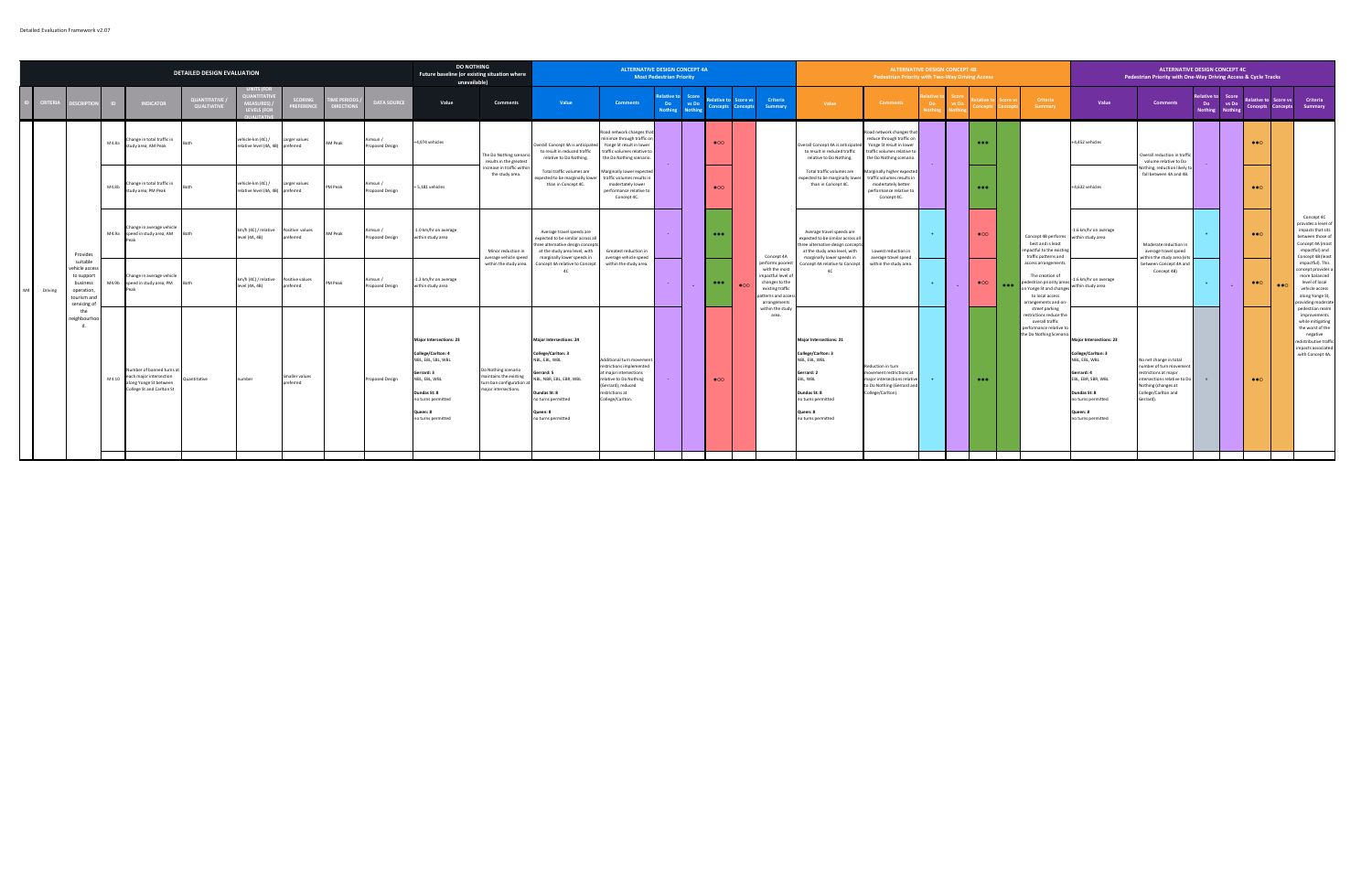Detailed Evaluation Framework v2.07

| DETAILED DESIGN EVALUATION | | | | | | | | | | DO NOTHING Future baseline (or existing situation where unavailable) | | ALTERNATIVE DESIGN CONCEPT 4A Most Pedestrian Priority | | | | | | | ALTERNATIVE DESIGN CONCEPT 4B Pedestrian Priority with Two-Way Driving Access | | | | | | | ALTERNATIVE DESIGN CONCEPT 4C Pedestrian Priority with One-Way Driving Access & Cycle Tracks | | | | | | |
|---|---|---|---|---|---|---|---|---|---|---|---|---|---|---|---|---|---|---|---|---|---|---|---|---|---|---|---|---|---|---|---|---|
| ID | CRITERIA | DESCRIPTION | ID | INDICATOR | QUANTITATIVE / QUALITATIVE | UNITS (FOR QUANTITATIVE MEASURES) / LEVELS (FOR QUALITATIVE) | SCORING PREFERENCE | TIME PERIODS / DIRECTIONS | DATA SOURCE | Value | Comments | Value | Comments | Relative to Do Nothing | Score vs Do Nothing | Relative to Concepts | Score vs Concepts | Criteria Summary | Value | Comments | Relative to Do Nothing | Score vs Do Nothing | Relative to Concepts | Score vs Concepts | Criteria Summary | Value | Comments | Relative to Do Nothing | Score vs Do Nothing | Relative to Concepts | Score vs Concepts | Criteria Summary |
| M4 | Driving | Provides suitable vehicle access to support business operation, tourism and servicing of the neighbourhood. | M4.8a | Change in total traffic in study area, AM Peak | Both | vehicle-km (4C) / relative level (4A, 4B) | Larger values preferred | AM Peak | Aimsun / Proposed Design | +4,974 vehicles | The Do Nothing scenario results in the greatest increase in traffic within the study area. | Overall Concept 4A is anticipated to result in reduced traffic relative to Do Nothing. Total traffic volumes are expected to be marginally lower than in Concept 4C. | Road network changes that minimize through traffic on Yonge St result in lower traffic volumes relative to the Do Nothing scenario. Marginally lower expected traffic volumes results in moderately lower performance relative to Concept 4C. | - | - | ●○○ | ●○○ | Concept 4A performs poorest with the most impactful level of changes to the existing traffic patterns and access arrangements within the study area. | Overall Concept 4B is anticipated to result in reduced traffic relative to Do Nothing. Total traffic volumes are expected to be marginally lower than in Concept 4C. | Road network changes that reduce through traffic on Yonge St result in lower traffic volumes relative to the Do Nothing scenario. Marginally higher expected traffic volumes results in moderately better performance relative to Concept 4C. | - | - | ●●● | ●●● | Concept 4B performs best and is least impactful to the existing traffic patterns and access arrangements. The creation of pedestrian priority areas on Yonge St and changes to local access arrangements and on-street parking restrictions reduce the overall traffic performance relative to the Do Nothing Scenario. | +4,452 vehicles | Overall reduction in traffic volume relative to Do Nothing, reduction likely to fall between 4A and 4B. | - | - | ●●○ | ●●○ | Concept 4C provides a level of impacts that sits between those of Concept 4A (most impactful) and Concept 4B (least impactful). This concept provides a more balanced level of local vehicle access along Yonge St, providing moderate pedestrian realm improvements while mitigating the worst of the negative redistributive traffic impacts associated with Concept 4A. |
| | | | M4.8b | Change in total traffic in study area, PM Peak | Both | vehicle-km (4C) / relative level (4A, 4B) | Larger values preferred | PM Peak | Aimsun / Proposed Design | + 5,181 vehicles | | | | | | ●○○ | | | | | | | ●●● | | | +4,632 vehicles | | | | ●●○ | | |
| | | | M4.9a | Change in average vehicle speed in study area, AM Peak | Both | km/h (4C) / relative level (4A, 4B) | Positive values preferred | AM Peak | Aimsun / Proposed Design | -1.0 km/hr on average within study area | Minor reduction in average vehicle speed within the study area. | Average travel speeds are expected to be similar across all three alternative design concepts at the study area level, with marginally lower speeds in Concept 4A relative to Concept 4C | Greatest reduction in average vehicle speed within the study area. | - | | ●●● | | | Average travel speeds are expected to be similar across all three alternative design concepts at the study area level, with marginally lower speeds in Concept 4A relative to Concept 4C | Lowest reduction in average travel speed within the study area. | + | | ●○○ | | | -1.6 km/hr on average within study area | Moderate reduction in average travel speed within the study area (sits between Concept 4A and Concept 4B) | + | | ●●○ | | |
| | | | M4.9b | Change in average vehicle speed in study area, PM Peak | Both | km/h (4C) / relative level (4A, 4B) | Positive values preferred | PM Peak | Aimsun / Proposed Design | -1.2 km/hr on average within study area | | | | - | | ●●● | | | | | + | | ●○○ | | | -1.6 km/hr on average within study area | | + | | ●●○ | | |
| | | | M4.10 | Number of banned turns at each major intersection along Yonge St between College St and Carlton St | Quantitative | number | Smaller values preferred | | Proposed Design | **Major Intersections: 23** **College/Carlton: 4** NBL, EBL, SBL, WBL **Gerrard: 3** NBL, EBL, WBL **Dundas St: 8** no turns permitted **Queen: 8** no turns permitted | Do Nothing scenario maintains the existing turn ban configuration at major intersections. | **Major Intersections: 24** **College/Carlton: 3** NBL, EBL, WBL **Gerrard: 5** NBL, NBR, EBL, EBR, WBL **Dundas St: 8** no turns permitted **Queen: 8** no turns permitted | Additional turn movement restrictions implemented at major intersections relative to Do Nothing (Gerrard); reduced restrictions at College/Carlton. | - | | ●○○ | | | **Major Intersections: 21** **College/Carlton: 3** NBL, EBL, WBL **Gerrard: 2** EBL, WBL **Dundas St: 8** no turns permitted **Queen: 8** no turns permitted | Reduction in turn movement restrictions at major intersections relative to Do Nothing (Gerrard and College/Carlton). | + | | ●●● | | | **Major Intersections: 23** **College/Carlton: 3** NBL, EBL, WBL **Gerrard: 4** EBL, EBR, SBR, WBL **Dundas St: 8** no turns permitted **Queen: 8** no turns permitted | No net change in total number of turn movement restrictions at major intersections relative to Do Nothing (changes at College/Carlton and Gerrard). | = | | ●●○ | | |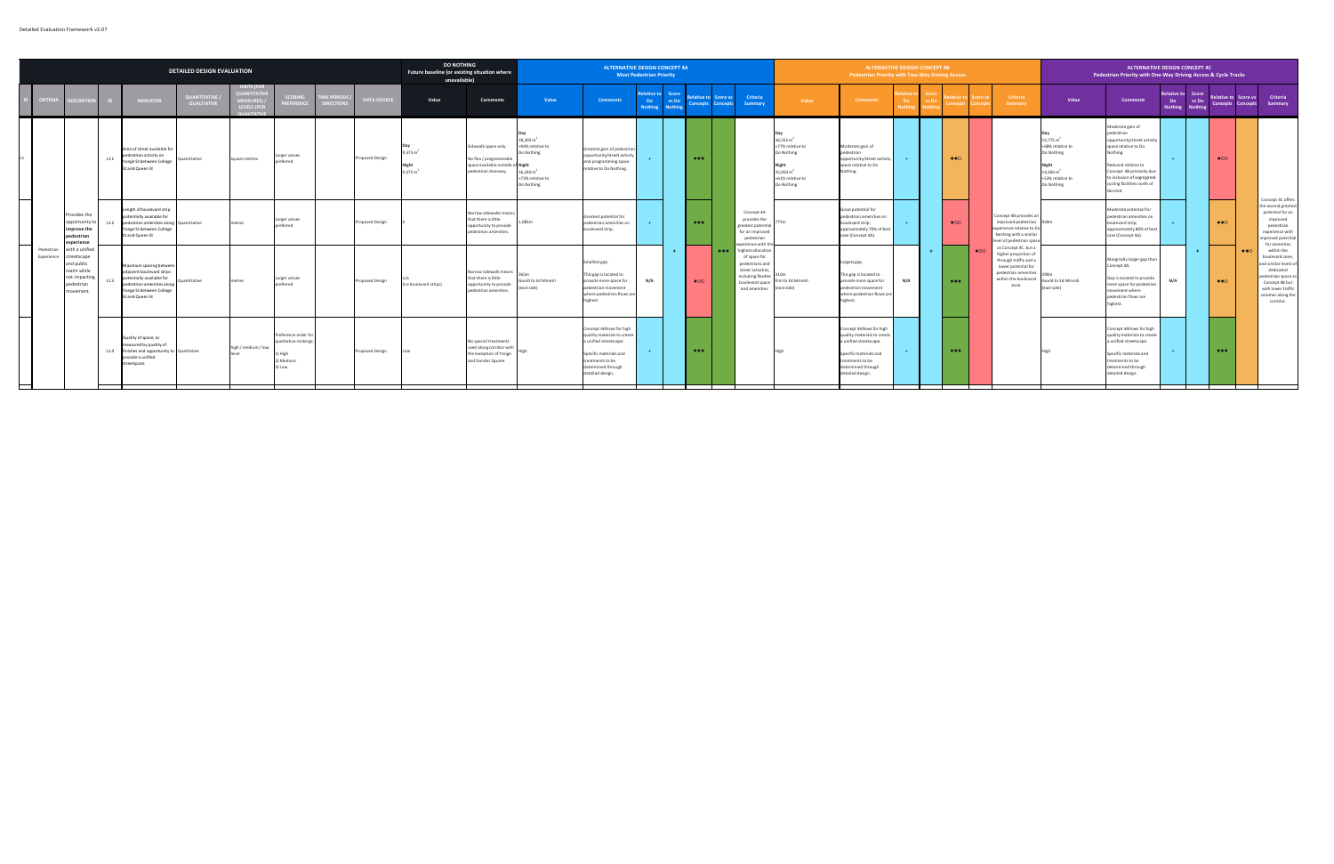Detailed Evaluation Framework v2.07

| DETAILED DESIGN EVALUATION | | | | | | | | | | DO NOTHING Future baseline (or existing situation where unavailable) | | ALTERNATIVE DESIGN CONCEPT 4A Most Pedestrian Priority | | | | | | | ALTERNATIVE DESIGN CONCEPT 4B Pedestrian Priority with Two-Way Driving Access | | | | | | | ALTERNATIVE DESIGN CONCEPT 4C Pedestrian Priority with One-Way Driving Access & Cycle Tracks | | | | | | |
|---|---|---|---|---|---|---|---|---|---|---|---|---|---|---|---|---|---|---|---|---|---|---|---|---|---|---|---|---|---|---|---|---|
| ID | CRITERIA | DESCRIPTION | ID | INDICATOR | QUANTITATIVE / QUALITATIVE | UNITS (FOR QUANTITATIVE MEASURES) / LEVELS (FOR QUALITATIVE) | SCORING PREFERENCE | TIME PERIODS / DIRECTIONS | DATA SOURCE | Value | Comments | Value | Comments | Relative to Do Nothing | Score vs Do Nothing | Relative to Concepts | Score vs Concepts | Criteria Summary | Value | Comments | Relative to Do Nothing | Score vs Do Nothing | Relative to Concepts | Score vs Concepts | Criteria Summary | Value | Comments | Relative to Do Nothing | Score vs Do Nothing | Relative to Concepts | Score vs Concepts | Criteria Summary |
| L1 | Pedestrian Experience | Provides the opportunity to improve the pedestrian experience with a unified streetscape and public realm while not impacting pedestrian movement. | L1.1 | Area of street available for pedestrian activity on Yonge St between College St and Queen St | Quantitative | square metres | Larger values preferred | | Proposed Design | Day 9,375 m² Night 9,375 m² | Sidewalk space only. No flex / programmable space available outside of pedestrian clearway. | Day 18,205 m² +94% relative to Do Nothing Night 16,240 m² +73% relative to Do Nothing | Greatest gain of pedestrian opportunity/street activity and programming space relative to Do Nothing. | + | + | ●●● | ●●● | Concept 4A provides the greatest potential for an improved pedestrian experience with the highest allocation of space for pedestrians and street activities, including flexible boulevard space and amenities. | Day 16,555 m² +77% relative to Do Nothing Night 15,050 m² +61% relative to Do Nothing | Moderate gain of pedestrian opportunity/street activity space relative to Do Nothing. | + | + | ●●○ | ●○○ | Concept 4B provides an improved pedestrian experience relative to Do Nothing with a similar level of pedestrian space as Concept 4C, but a higher proportion of through traffic and a lower potential for pedestrian amenities within the boulevard zone. | Day 13,775 m² +48% relative to Do Nothing Night 14,360 m² +53% relative to Do Nothing | Moderate gain of pedestrian opportunity/street activity space relative to Do Nothing. Reduced relative to Concept 4B primarily due to inclusion of segregated cycling facilities north of Gerrard. | + | + | ●○○ | ●●○ | Concept 4C offers the second greatest potential for an improved pedestrian experience with improved potential for amenities within the boulevard zone, and similar levels of dedicated pedestrian space as Concept 4B but with lower traffic volumes along the corridor. |
| | | | L1.2 | Length of boulevard strip potentially available for pedestrian amenities along Yonge St between College St and Queen St | Quantitative | metres | Larger values preferred | | Proposed Design | 0 | Narrow sidewalks means that there is little opportunity to provide pedestrian amenities. | 1,085m | Greatest potential for pedestrian amenities on boulevard strip. | + | | ●●● | | | 775m | Good potential for pedestrian amenities on boulevard strip, approximately 70% of best case (Concept 4A). | + | | ●○○ | | | 920m | Moderate potential for pedestrian amenities on boulevard strip, approximately 80% of best case (Concept 4A). | + | | ●●○ | | |
| | | | L1.3 | Maximum spacing between adjacent boulevard strips potentially available for pedestrian amenities along Yonge St between College St and Queen St | Quantitative | metres | Larger values preferred | | Proposed Design | n/a (no boulevard strips) | Narrow sidewalks means that there is little opportunity to provide pedestrian amenities. | 265m Gould to Ed Mirvish (east side) | Smallest gap. This gap is located to provide more space for pedestrian movement where pedestrian flows are highest. | N/A | | ●○○ | | | 310m Elm to Ed Mirvish (east side) | Largest gap. This gap is located to provide more space for pedestrian movement where pedestrian flows are highest. | N/A | | ●●● | | | 290m Gould to Ed Mirvish (east side) | Marginally larger gap than Concept 4A. Gap is located to provide more space for pedestrian movement where pedestrian flows are highest. | N/A | | ●●○ | | |
| | | | L1.4 | Quality of space, as measured by quality of finishes and opportunity to provide a unified streetspace | Qualitative | high / medium / low level | Preference order for qualitative rankings: 1) High 2) Medium 3) Low | | Proposed Design | Low | No special treatments used along corridor with the exception of Yonge and Dundas Square. | High | Concept 4A allows for high quality materials to create a unified streetscape. Specific materials and treatments to be determined through detailed design. | + | | ●●● | | | High | Concept 4A allows for high quality materials to create a unified streetscape. Specific materials and treatments to be determined through detailed design. | + | | ●●● | | | High | Concept 4A allows for high quality materials to create a unified streetscape. Specific materials and treatments to be determined through detailed design. | + | | ●●● | | |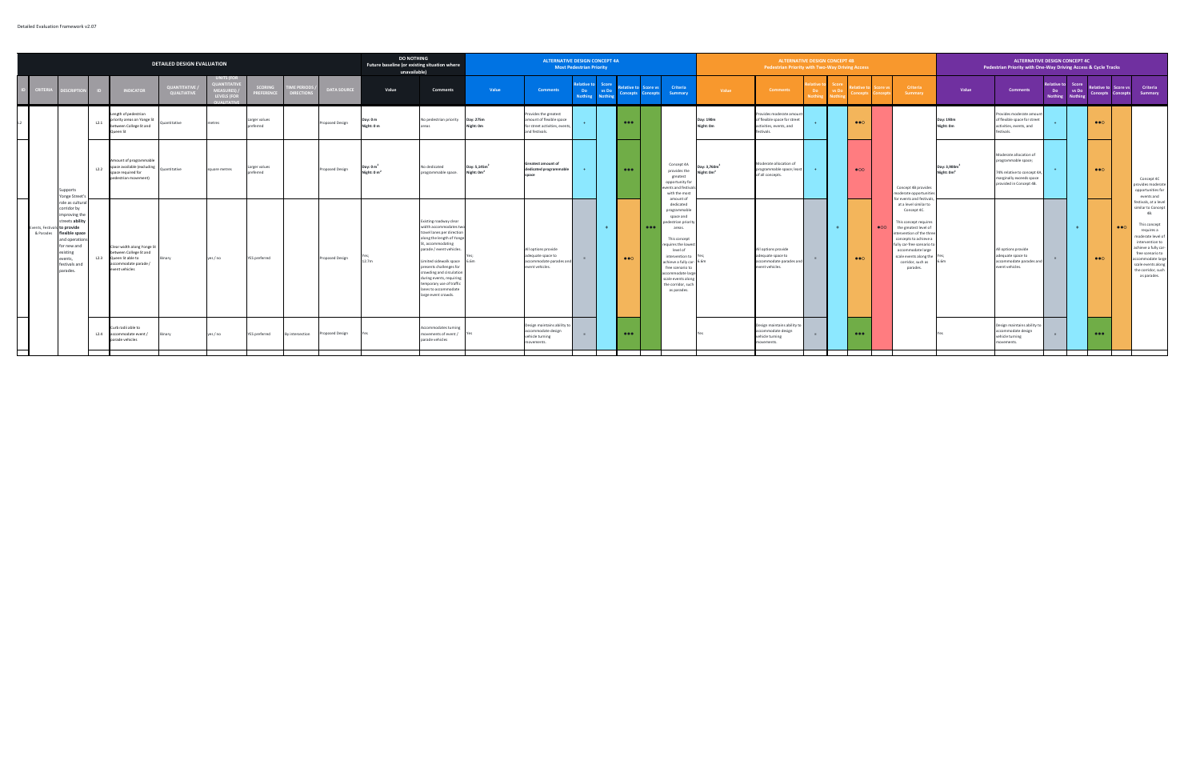Detailed Evaluation Framework v2.07

| DETAILED DESIGN EVALUATION | | | | | | | | | | DO NOTHING Future baseline (or existing situation where unavailable) | | ALTERNATIVE DESIGN CONCEPT 4A Most Pedestrian Priority | | | | | | | ALTERNATIVE DESIGN CONCEPT 4B Pedestrian Priority with Two-Way Driving Access | | | | | | | ALTERNATIVE DESIGN CONCEPT 4C Pedestrian Priority with One-Way Driving Access & Cycle Tracks | | | | | | |
|---|---|---|---|---|---|---|---|---|---|---|---|---|---|---|---|---|---|---|---|---|---|---|---|---|---|---|---|---|---|---|---|---|
| ID | CRITERIA | DESCRIPTION | ID | INDICATOR | QUANTITATIVE / QUALITATIVE | UNITS (FOR QUANTITATIVE MEASURES) / LEVELS (FOR QUALITATIVE) | SCORING PREFERENCE | TIME PERIODS / DIRECTIONS | DATA SOURCE | Value | Comments | Value | Comments | Relative to Do Nothing | Score vs Do Nothing | Relative to Concepts | Score vs Concepts | Criteria Summary | Value | Comments | Relative to Do Nothing | Score vs Do Nothing | Relative to Concepts | Score vs Concepts | Criteria Summary | Value | Comments | Relative to Do Nothing | Score vs Do Nothing | Relative to Concepts | Score vs Concepts | Criteria Summary |
| L2 | Events, Festivals & Parades | Supports Yonge Street's role as cultural corridor by improving the streets **ability to provide flexible space** and operations for new and existing events, festivals and parades. | L2.1 | Length of pedestrian priority areas on Yonge St between College St and Queen St | Quantitative | metres | Larger values preferred | | Proposed Design | Day: 0 m Night: 0 m | No pedestrian priority areas | Day: 275m Night: 0m | Provides the greatest amount of flexible space for street activities, events, and festivals. | + | + | ●●● | ●●● | Concept 4A provides the greatest opportunity for events and festivals with the most amount of dedicated programmable space and pedestrian priority areas. This concept requires the lowest level of intervention to achieve a fully car-free scenario to accommodate large scale events along the corridor, such as parades. | Day: 190m Night: 0m | Provides moderate amount of flexible space for street activities, events, and festivals. | + | + | ●●○ | ●○○ | Concept 4B provides moderate opportunities for events and festivals, at a level similar to Concept 4C. This concept requires the greatest level of intervention of the three concepts to achieve a fully car-free scenario to accommodate large scale events along the corridor, such as parades. | Day: 190m Night: 0m | Provides moderate amount of flexible space for street activities, events, and festivals. | + | + | ●●○ | ●●○ | Concept 4C provides moderate opportunities for events and festivals, at a level similar to Concept 4B. This concept requires moderate level of intervention to achieve a fully car-free scenario to accommodate large scale events along the corridor, such as parades. |
| | | | L2.2 | Amount of programmable space available (excluding space required for pedestrian movement) | Quantitative | square metres | Larger values preferred | | Proposed Design | Day: 0 m[2] Night: 0 m[2] | No dedicated programmable space. | Day: 5,145m[2] Night: 0m[2] | **Greatest amount of dedicated programmable space** | + | | ●●● | | | Day: 3,760m[2] Night: 0m[2] | Moderate allocation of programmable space; least of all concepts. | + | | ●○○ | | | Day: 3,980m[2] Night: 0m[2] | Moderate allocation of programmable space; 78% relative to concept 4A, marginally exceeds space provided in Concept 4B. | + | | ●●○ | | |
| | | | L2.3 | Clear width along Yonge St between College St and Queen St able to accommodate parade / event vehicles | Binary | yes / no | YES preferred | | Proposed Design | Yes; 12.7m | Existing roadway clear width accommodates two travel lanes per direction along the length of Yonge St, accommodating parade / event vehicles. Limited sidewalk space presents challenges for crowding and circulation during events, requiring temporary use of traffic lanes to accommodate large event crowds. | Yes; 6.6m | All options provide adequate space to accommodate parades and event vehicles. | = | | ●●○ | | | Yes; 6.6m | All options provide adequate space to accommodate parades and event vehicles. | = | | ●●○ | | | Yes; 6.6m | All options provide adequate space to accommodate parades and event vehicles. | = | | ●●○ | | |
| | | | L2.4 | Curb traversable to accommodate event / parade vehicles | Binary | yes / no | YES preferred | By intersection | Proposed Design | Yes | Accommodates turning movements of event / parade vehicles | Yes | Design maintains ability to accommodate design vehicle turning movements. | = | | ●●● | | | Yes | Design maintains ability to accommodate design vehicle turning movements. | = | | ●●● | | | Yes | Design maintains ability to accommodate design vehicle turning movements. | = | | ●●● | | |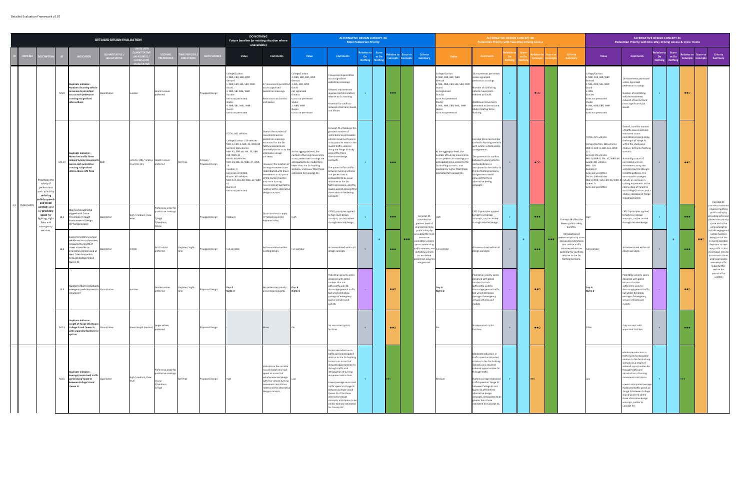Detailed Evaluation Framework v2.07

| DETAILED DESIGN EVALUATION | | | | | | | | | | DO NOTHING Future baseline (or existing situation where unavailable) | | ALTERNATIVE DESIGN CONCEPT 4A Most Pedestrian Priority | | | | | | | ALTERNATIVE DESIGN CONCEPT 4B Pedestrian Priority with Two-Way Driving Access | | | | | | | ALTERNATIVE DESIGN CONCEPT 4C Pedestrian Priority with One-Way Driving Access & Cycle Tracks | | | | | | |
|---|---|---|---|---|---|---|---|---|---|---|---|---|---|---|---|---|---|---|---|---|---|---|---|---|---|---|---|---|---|---|---|---|
| ID | CRITERIA | DESCRIPTION | ID | INDICATOR | QUANTITATIVE / QUALITATIVE | UNITS (FOR QUANTITATIVE MEASURES) / LEVELS (FOR QUALITATIVE | SCORING PREFERENCE | TIME PERIODS / DIRECTIONS | DATA SOURCE | Value | Comments | Value | Comments | Relative to Do Nothing | Score vs Do Nothing | Relative to Concepts | Score vs Concepts | Criteria Summary | Value | Comments | Relative to Do Nothing | Score vs Do Nothing | Relative to Concepts | Score vs Concepts | Criteria Summary | Value | Comments | Relative to Do Nothing | Score vs Do Nothing | Relative to Concepts | Score vs Concepts | Criteria Summary |
| L3 | Public Safety | Prioritizes the safety of pedestrians and cyclists by reducing vehicle speeds and mode conflicts and by providing space for lighting, sight lines and emergency services. | M1.9 | Duplicate indicator: Number of turning vehicle movements permitted across each pedestrian crossing at signalized intersections | Quantitative | number | Smaller values preferred | | Proposed Design | College/Carlton 4: NBR, EBR, SBR, WBR Gerrard 5: NBR, EBR, SBL, SBR, WBR Gould 4: NBR, SBL, WBL, WBR Dundas turns not permitted Shuter 3: NBR, SBL, WBL, WBR Queen turns not permitted | 17 movements permitted across signalized pedestrian crossings. Restrictions at Dundas and Queen | College/Carlton 4: NBR, EBR, SBR, WBR Gerrard 3: SBL, SBR, WBR Gould not signalized Dundas turns not permitted Shuter 2: NBR, WBR Queen turns not permitted | 9 movements permitted across signalized pedestrian crossings. Greatest improvement (approx. half eliminated) relative to Do Nothing. Potential for conflicts reduced at Gerrard, Gould, and Shuter | + | + | ●●● | ●●● | Concept 4A provides the greatest level of improvements to public safety by providing the most extensive pedestrian priority space, minimizing traffic volumes, and restricting vehicle access where pedestrian volumes are greatest. | College/Carlton 4: NBR, EBR, SBR, WBR Gerrard 6: NBL, NBR, EBR, SBL, SBR, WBR Gould not signalized Dundas turns not permitted Shuter 5: NBL, NBR, EBR, WBL, WBR Queen turns not permitted | 15 movements permitted across signalized pedestrian crossings. Number of conflicting vehicle movements reduced at Gould. Additional movements permitted at Gerrard and Shuter relative to Do Nothing. | + | + | ●○○ | ●●● | Concept 4B offers the fewest public safety benefits. Introduction of pedestrian priority zones and access restrictions that reduce traffic volumes reduce the potential for conflicts relative to the Do Nothing Scenario. | College/Carlton 4: NBR, EBR, SBR, WBR Gerrard 4: NBL, NBR, SBL, WBR Gould 1: WBL Dundas turns not permitted Shuter 4: NBL, NBR, EBR, WBR Queen turns not permitted | 13 movements permitted across signalized pedestrian crossings. Number of conflicting vehicle movements reduced at Gerrard and (most significantly) at Gould. | + | + | ●●○ | ●●○ | Concept 4C provides moderate improvements to public safety by providing extensive pedestrian priority space and is the only concept to include segregated cycling facilities along part of the Yonge St corridor. Exposure to two-way traffic is also minimized. Vehicle access restrictions and local-access one-way traffic loops further reduce the potential for conflict. |
| | | | M1.10 | Duplicate indicator: Motorized traffic flows making turning movements across each pedestrian crossing at signalized intersections: AM Peak | Both | vehicles (AM) / relative level (4A, 4C) | Smaller values preferred | AM Peak | Kimson / Proposed Design | TOTAL: 802 vehicles College/Carlton: 120 vehicles NBR: 6, EBR: 2, SBR: 32, WBR: 80 Gerrard: 302 vehicles NBR: 45, EBR: 54, SBL: 52, SBR: 119, WBR: 21 Gould: 80 vehicles NBR: 24, SBL: 11, WBL: 17, WBR: 28 Dundas: 0 turns not permitted Shuter: 300 vehicles NBR: 147, SBL: 48, WBL: 63, WBR: 42 Queen: 0 turns not permitted | Overall the number of movements across pedestrian crossings estimated for the Do Nothing scenario are relatively similar to to the alternative design concepts. However, the location of turning movements are redistributed with fewer movements anticipated at the College/Carlton and more turning movements at Gerrard St, relative to the alternative design concepts. | At the aggregate level, the number of turning movements across pedestrian crossings are anticipated to be moderately lower than the Do Nothing scenario, and lower than those estimated for Concept 4C. | Concept 4A introduces the greatest number of restrictions to permissible vehicle movements and is anticipated to result in the lowest traffic volumes along the Yonge St study area of the three alternative design concepts. The potential for conflict between turning vehicles and pedestrians is anticipated to be lower relative to the Do Nothing scenario, and the lowest overall amongst the three alternative design concepts. | + | | ●●● | | | At the aggregate level, the number of turning movements across pedestrian crossings are anticipated to be similar to the Do Nothing scenario, and moderately higher than those estimated for Concept 4C. | Concept 4B is most similar to the Do Nothing scenario with similar vehicle access arrangements. The potential for conflict between turning vehicles and pedestrians is anticipated to be similar to the Do Nothing scenario, and greatest overall amongst the three alternative desing concepts. | = | | ●○○ | | | TOTAL: 725 vehicles College/Carlton: 284 vehicles NBR: 0, EBR: 0, SBR: 163, WBR: 121 Gerrard: 91 vehicles NBL: 0, NBR: 0, SBL: 47, WBR: 44 Gould: 104 vehicles WBL: 104 Dundas: 0 turns not permitted Shuter: 246 vehicles NBL: 0, NBR: 150, EBR: 96, WBR: 0 Queen: 0 turns not permitted | Overall, a similar number of traffic movements are estimated across pedestrian crossing along the length of Yonge St within the study area relative, to the Do Nothing scenario. A reconfiguration of permissible vehicle movements along the corridor result in changes to traffic patterns. The most notable changes include an increase in turning movements at the intersection of Yonge St and College/Carlton, and a relative decrease at Yonge St and Gerrard St. | + | | ●●○ | | |
| | | | L3.1 | Ability of design to be aligned with Crime Prevention Through Environmental Design (CPTED) principles | Qualitative | High / medium / low level | Preference order for qualitative rankings: 1) High 2) Medium 3) Low | | Proposed Design | Medium | Opportunities to apply CPTED principles to improve safety. | High | CPTED principles applied to high level design concepts, can be carried through detailed design | + | | ●●● | | | High | CPTED principles applied to high level design concepts, can be carried through detailed design | + | | ●●● | | | High | CPTED principles applied to high level design concepts, can be carried through detailed design | + | | ●●● | | |
| | | | L3.2 | Ease of emergency service vehicle access to the street, measured by length of street accessible to emergency services and at least 7.6m clear width between College St and Queen St | Qualitative | metres | Full Corridor preferred | daytime / night-time | Proposed Design | Full corridor | Accommodated within existing design. | Full corridor | Accommodated within all design concepts | = | | ●●● | | | Full corridor | Accommodated within all design concepts | = | | ●●● | | | Full corridor | Accommodated within all design concepts | = | | ●●● | | |
| | | | L3.3 | Number of barriers/bollards emergency vehicles need to circumvent | Quantitative | number | Smaller values preferred | daytime / night-time | Proposed Design | Day: 0 Night: 0 | No pedestrian priority areas requiring gates. | Day: 6 Night: 0 | Pedestrian priority zones designed with gated barriers that are sufficiently wide to discourage general traffic, but which still allow passage of emergency service vehicles and cyclists. | - | | ●●○ | | | Day: 6 Night: 0 | Pedestrian priority zones designed with gated barriers that are sufficiently wide to discourage general traffic, but which still allow passage of emergency service vehicles and cyclists. | - | | ●●○ | | | Day: 6 Night: 0 | Pedestrian priority zones designed with gated barriers that are sufficiently wide to discourage general traffic, but which still allow passage of emergency service vehicles and cyclists. | - | | ●●○ | | |
| | | | M2.1 | Duplicate indicator: Length of Yonge St between College St and Queen St with separated facilities for cyclists | Quantitative | linear length (metres) | Larger values preferred | | Proposed Design | - | None | 0m | No separated cyclist facilities | = | | ●●○ | | | 0m | No separated cyclist facilities | = | | ●●○ | | | 235m | Only concept with separated facilities | + | | ●●● | | |
| | | | M2.5 | Duplicate indicator: Average (motorized) traffic speed along Yonge St between College St and Queen St | Qualitative | high / medium / low level | Preference order for qualitative rankings: 1) Low 2) Medium 3) High | AM Peak | Proposed Design | High | Vehicles on the corridor move at relatively high speed as a result of vehicle-oriented design with few vehicle turning movement restrictions relative to the alternative design concepts. | Low | Moderate reduction in traffic speed anticipated relative to the Do Nothing Scenario as a result of reduced opportunities for through traffic and introduction of turning movement restrictions. Lowest average motorized traffic speed on Yonge St between College St and Queen St of the three alternative design concepts, anticipated to be similar to those estimated for Concept 4C. | + | | ●●● | | | Medium | Moderate reduction in traffic speed anticipated relative to the Do Nothing Scenario as a result of reduced opportunities for through traffic. Highest average motorized traffic speed on Yonge St between College St and Queen St of the three alternative design concepts, anticipated to be greater than those estimated for Concept 4C. | + | | ●●○ | | | Low | Moderate reduction in traffic speed anticipated relative to the Do Nothing Scenario as a result of reduced opportunities for through traffic and introduction of turning movement restrictions. Lowest anticipated average motorized traffic speed on Yonge St between College St and Queen St of the three alternative design concepts, similar to Concept 4A. | + | | ●●● | | |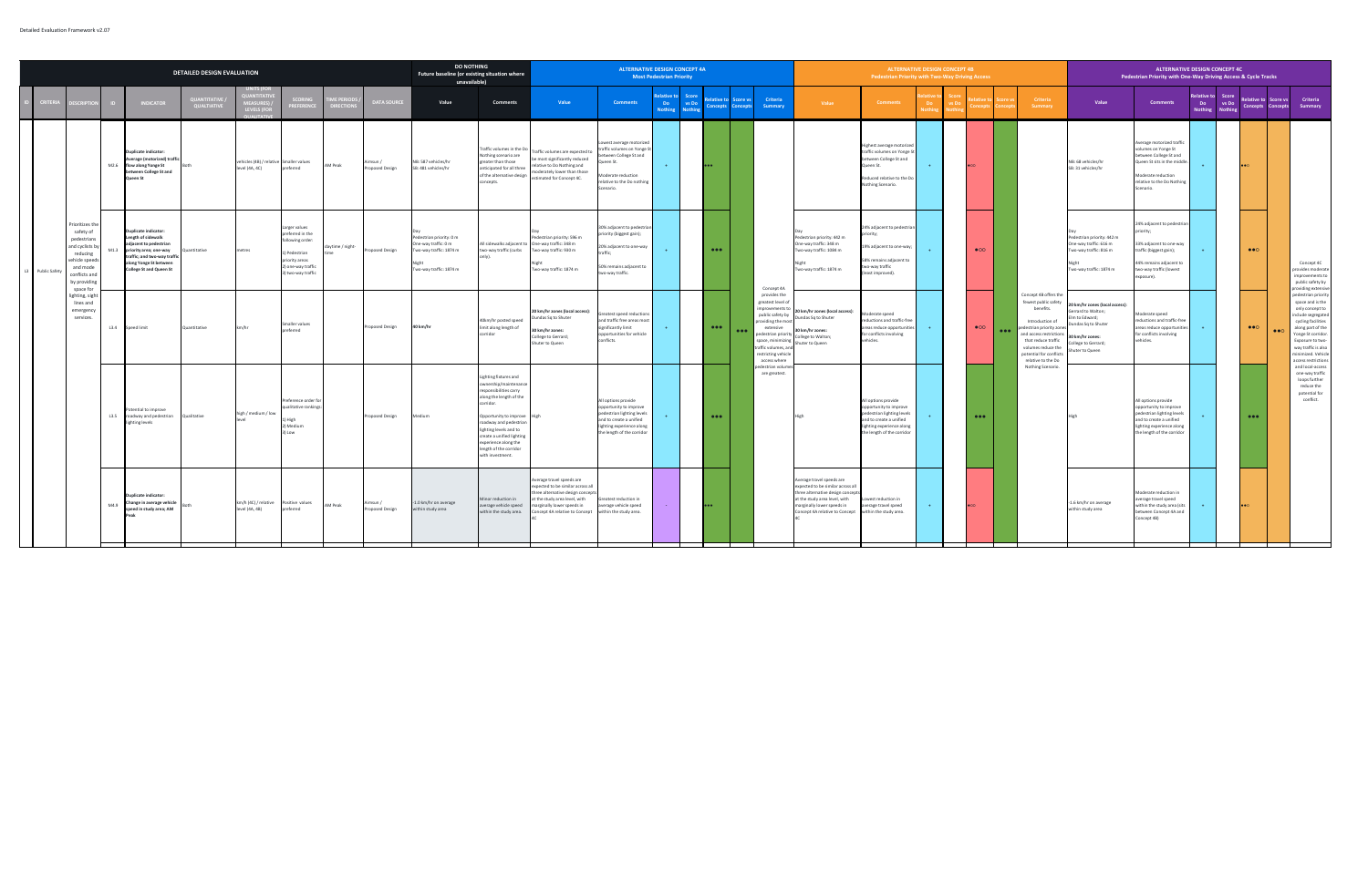Detailed Evaluation Framework v2.07

| DETAILED DESIGN EVALUATION | | | | | | | | | | DO NOTHING Future baseline (or existing situation where unavailable) | | ALTERNATIVE DESIGN CONCEPT 4A Most Pedestrian Priority | | | | | | | ALTERNATIVE DESIGN CONCEPT 4B Pedestrian Priority with Two-Way Driving Access | | | | | | | ALTERNATIVE DESIGN CONCEPT 4C Pedestrian Priority with One-Way Driving Access & Cycle Tracks | | | | | | |
|---|---|---|---|---|---|---|---|---|---|---|---|---|---|---|---|---|---|---|---|---|---|---|---|---|---|---|---|---|---|---|---|---|
| ID | CRITERIA | DESCRIPTION | ID | INDICATOR | QUANTITATIVE / QUALITATIVE | UNITS (FOR QUANTITATIVE MEASURES) / LEVELS (FOR QUALITATIVE | SCORING PREFERENCE | TIME PERIODS / DIRECTIONS | DATA SOURCE | Value | Comments | Value | Comments | Relative to Do Nothing | Score vs Do Nothing | Relative to Concepts | Score vs Concepts | Criteria Summary | Value | Comments | Relative to Do Nothing | Score vs Do Nothing | Relative to Concepts | Score vs Concepts | Criteria Summary | Value | Comments | Relative to Do Nothing | Score vs Do Nothing | Relative to Concepts | Score vs Concepts | Criteria Summary |
| L3 | Public Safety | Prioritizes the safety of pedestrians and cyclists by reducing vehicle speeds and mode conflicts and by providing space for lighting, sight lines and emergency services. | M2.6 | Duplicate indicator: Average (motorized) traffic flow along Yonge St between College St and Queen St | Both | vehicles (#)/ relative level (4A, 4C) | Smaller values preferred | AM Peak | Aimsun / Proposed Design | NB: 587 vehicles/hr SB: 481 vehicles/hr | Traffic volumes in the Do Nothing scenario are greater than those anticipated for all three of the alternative design concepts. | Traffic volumes are expected to be most significantly reduced relative to Do Nothing and moderately lower than those estimated for Concept 4C. | Lowest average motorized traffic volumes on Yonge St between College St and Queen St. Moderate reduction relative to the Do nothing Scenario. | + | | ●●● | | Concept 4A provides the greatest level of improvements to public safety by providing the most extensive pedestrian priority space, minimizing traffic volumes, and restricting vehicle access where pedestrian volumes are greatest. | | Highest average motorized traffic volumes on Yonge St between College St and Queen St. Reduced relative to the Do Nothing Scenario. | + | | ●○○ | | Concept 4B offers the fewest public safety benefits. Introduction of pedestrian priority zones and access restrictions that reduce traffic volumes reduce the potential for conflicts relative to the Do Nothing Scenario. | NB: 68 vehicles/hr SB: 31 vehicles/hr | Average motorized traffic volumes on Yonge St between College St and Queen St sits in the middle. Moderate reduction relative to the Do Nothing Scenario. | + | | ●●○ | | Concept 4C provides moderate improvements to public safety by providing extensive pedestrian priority space and is the only concept to include segregated cycling facilities along part of the Yonge St corridor. Exposure to two-way traffic is also minimized. Vehicle access restrictions and local access one-way traffic loops further reduce the potential for conflict. |
| | | | M1.3 | Duplicate indicator: Length of sidewalk adjacent to pedestrian priority zone, one-way traffic, and two-way traffic along Yonge St between College St and Queen St | Quantitative | metres | Larger values preferred in the following order: 1) Pedestrian priority areas 2) one-way traffic 3) two-way traffic | daytime / night-time | Proposed Design | Day Pedestrian priority: 0 m One-way traffic: 0 m Two-way traffic: 1874 m Night Two-way traffic: 1874 m | All sidewalks adjacent to two-way traffic (curbs only). | Day Pedestrian priority: 596 m One-way traffic: 348 m Two-way traffic: 930 m Night Two-way traffic: 1874 m | 30% adjacent to pedestrian priority (biggest gain); 20% adjacent to one-way traffic; 50% remains adjacent to two-way traffic. | + | | ●●● | | | Day Pedestrian priority: 442 m One-way traffic: 348 m Two-way traffic: 1084 m Night Two-way traffic: 1874 m | 24% adjacent to pedestrian priority; 19% adjacent to one-way; 58% remains adjacent to two-way traffic (least improved). | + | | ●○○ | | | Day Pedestrian priority: 442 m One-way traffic: 616 m Two-way traffic: 816 m Night Two-way traffic: 1874 m | 24% adjacent to pedestrian priority; 33% adjacent to one-way traffic (biggest gain); 43% remains adjacent to two-way traffic (lowest exposure). | + | | ●●○ | | |
| | | | L3.4 | Speed Limit | Quantitative | km/hr | Smaller values preferred | | Proposed Design | 40 km/hr | 40km/hr posted speed limit along length of corridor | 20 km/hr zones (local access): Dundas Sq to Shuter 30 km/hr zones: College to Gerrard; Shuter to Queen | Greatest speed reductions and traffic free areas most significantly limit opportunities for vehicle conflicts. | + | | ●●● | ●●● | | 20 km/hr zones (local access): Dundas Sq to Shuter 30 km/hr zones: College to Walton; Shuter to Queen | Moderate speed reductions and traffic-free areas reduce opportunities for conflicts involving vehicles. | + | | ●○○ | ●●● | | 20 km/hr zones (local access): Gerrard to Walton; Elm to Edward; Dundas Sq to Shuter 30 km/hr zones: College to Gerrard; Shuter to Queen | Moderate speed reductions and traffic-free areas reduce opportunities for conflicts involving vehicles. | + | | ●●○ | ●●○ | |
| | | | L3.5 | Potential to improve roadway and pedestrian lighting levels | Qualitative | high / medium / low level | Preference order for qualitative rankings: 1) High 2) Medium 3) Low | | Proposed Design | Medium | Lighting fixtures and ownership/maintenance responsibilities vary along the length of the corridor. Opportunity to improve roadway and pedestrian lighting levels and to create a unified lighting experience along the length of the corridor with investment. | High | All options provide opportunity to improve pedestrian lighting levels and to create a unified lighting experience along the length of the corridor. | + | | ●●● | | | High | All options provide opportunity to improve pedestrian lighting levels and to create a unified lighting experience along the length of the corridor. | + | | ●●● | | | High | All options provide opportunity to improve pedestrian lighting levels and to create a unified lighting experience along the length of the corridor. | + | | ●●● | | |
| | | | M4.8 | Duplicate indicator: Change in average vehicle speed in study area, AM Peak | Both | km/h (4C) / relative level (4A, 4B) | Positive values preferred | AM Peak | Aimsun / Proposed Design | -1.0 km/hr on average within study area. | Minor reduction in average vehicle speed within the study area. | Average travel speeds are expected to be similar across all three alternative design concepts at the study area level, with marginally lower speeds in Concept 4A relative to Concept 4C. | Greatest reduction in average vehicle speed within the study area. | - | | ●●● | | | Average travel speeds are expected to be similar across all three alternative design concepts at the study area level, with marginally lower speeds in Concept 4A relative to Concept 4C. | Lowest reduction in average travel speed within the study area. | + | | ●○○ | | | -1.6 km/hr on average within study area | Moderate reduction in average travel speed within the study area (cf. between Concept 4A and Concept 4B) | + | | ●●○ | | |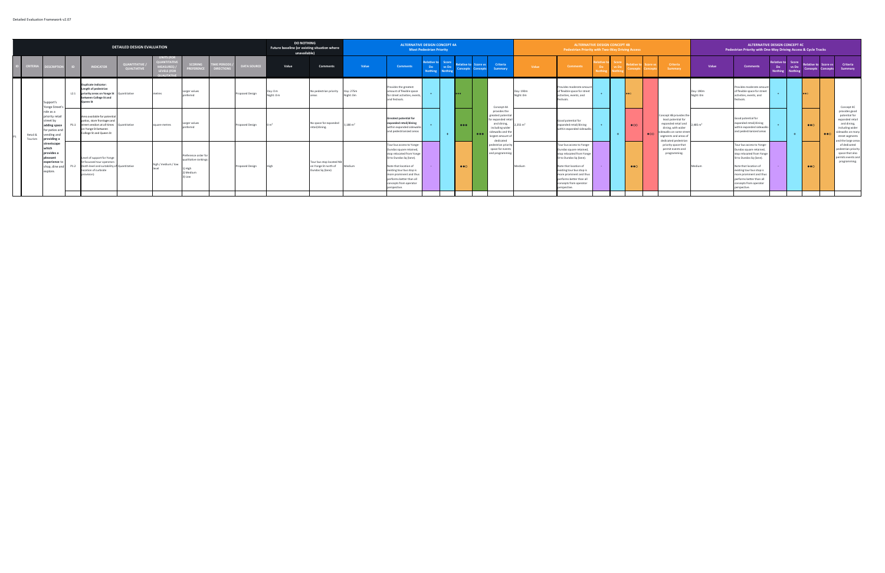Detailed Evaluation Framework v2.07

| DETAILED DESIGN EVALUATION | | | | | | | | | | DO NOTHING Future baseline (or existing situation where unavailable) | | ALTERNATIVE DESIGN CONCEPT 4A Most Pedestrian Priority | | | | | | | ALTERNATIVE DESIGN CONCEPT 4B Pedestrian Priority with Two-Way Driving Access | | | | | | | ALTERNATIVE DESIGN CONCEPT 4C Pedestrian Priority with One-Way Driving Access & Cycle Tracks | | | | | | |
|---|---|---|---|---|---|---|---|---|---|---|---|---|---|---|---|---|---|---|---|---|---|---|---|---|---|---|---|---|---|---|---|---|
| ID | CRITERIA | DESCRIPTION | ID | INDICATOR | QUANTITATIVE / QUALITATIVE | UNITS (FOR QUANTITATIVE MEASURES) / LEVELS (FOR QUALITATIVE) | SCORING PREFERENCE | TIME PERIODS / DIRECTIONS | DATA SOURCE | Value | Comments | Value | Comments | Relative to Do Nothing | Score vs Do Nothing | Relative to Concepts | Score vs Concepts | Criteria Summary | Value | Comments | Relative to Do Nothing | Score vs Do Nothing | Relative to Concepts | Score vs Concepts | Criteria Summary | Value | Comments | Relative to Do Nothing | Score vs Do Nothing | Relative to Concepts | Score vs Concepts | Criteria Summary |
| P1 | Retail & Tourism | Support's Yonge Street's role as a priority retail street by **adding space** for patios and vending and **providing a streetscape which provides a pleasant experience** to shop, dine and explore. | I2.1 | **Duplicate indicator: Length of pedestrian priority areas on Yonge St between College St and Queen St** | Quantitative | metres | Larger values preferred | | Proposed Design | Day: 0 m Night: 0 m | No pedestrian priority areas | Day: 275m Night: 0m | Provides the greatest amount of flexible space for street activities, events, and festivals. | + | + | ●●● | ●●● | Concept 4A provides the greatest potential for expanded retail and dining, including wider sidewalks and the largest amount of dedicated pedestrian priority space for events and programming. | Day: 190m Night: 0m | Provides moderate amount of flexible space for street activities, events, and festivals. | + | + | ●●○ | ●○○ | Concept 4B provides the least potential for expanded retail and dining, with wider sidewalks on some street segments and areas of dedicated pedestrian priority space that permit events and programming. | Day: 190m Night: 0m | Provides moderate amount of flexible space for street activities, events, and festivals. | + | + | ●●○ | ●●○ | Concept 4C provides good potential for expanded retail and dining, including wider sidewalks on many street segments and the large areas of dedicated pedestrian priority space that also permits events and programming. |
| | | | P1.1 | Area available for potential patios, store frontages and street vendors at all times on Yonge St between College St and Queen St | Quantitative | square metres | Larger values preferred | | Proposed Design | 0 m² | No space for expanded retail/dining. | 3,180 m² | **Greatest potential for expanded retail/dining** within expanded sidewalks and pedestrianized areas. | + | | ●●● | | | 2,255 m² | Good potential for expanded retail/dining within expanded sidewalks | + | | ●○○ | | | 2,405 m² | Good potential for expanded retail/dining within expanded sidewalks and pedestrianized areas | + | | ●●○ | | |
| | | | P1.2 | Level of support for Yonge St focussed tour operators (both level and suitability of location of curbside provision) | Quantitative | high / medium / low level | Preference order for qualitative rankings: 1) High 2) Medium 3) Low | | Proposed Design | High | Tour bus stop located NB on Yonge St north of Dundas Sq (Jane). | Medium | Tour bus access to Yonge-Dundas square retained, stop relocated from Yonge St to Dundas Sq (Jane). Note that location of existing tour bus stop is more prominent and thus performs better than all concepts from operator perspective. | - | | ●●○ | | | Medium | Tour bus access to Yonge-Dundas square retained, stop relocated from Yonge St to Dundas Sq (Jane). Note that location of existing tour bus stop is more prominent and thus performs better than all concepts from operator perspective. | - | | ●●○ | | | Medium | Tour bus access to Yonge-Dundas square retained, stop relocated from Yonge St to Dundas Sq (Jane). Note that location of existing tour bus stop is more prominent and thus performs better than all concepts from operator perspective. | - | | ●●○ | | |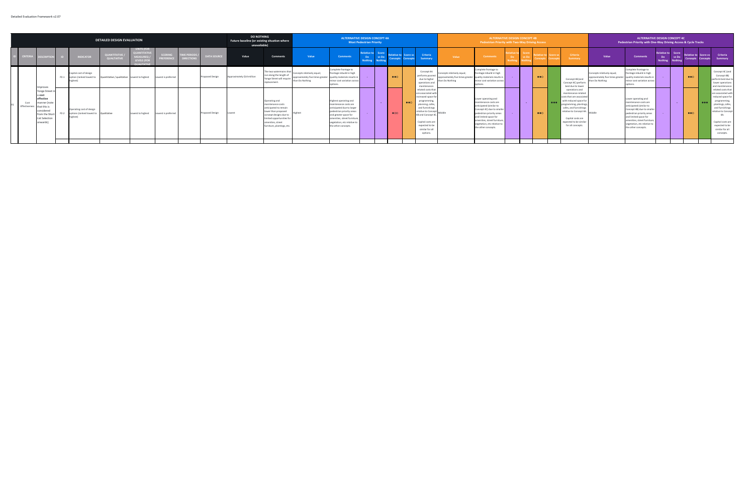Detailed Evaluation Framework v2.07

| DETAILED DESIGN EVALUATION | | | | | | | | | | DO NOTHING Future baseline (or existing situation where unavailable) | | ALTERNATIVE DESIGN CONCEPT 4A Most Pedestrian Priority | | | | | | | ALTERNATIVE DESIGN CONCEPT 4B Pedestrian Priority with Two-Way Driving Access | | | | | | | ALTERNATIVE DESIGN CONCEPT 4C Pedestrian Priority with One-Way Driving Access & Cycle Tracks | | | | | | |
|---|---|---|---|---|---|---|---|---|---|---|---|---|---|---|---|---|---|---|---|---|---|---|---|---|---|---|---|---|---|---|---|---|
| ID | CRITERIA | DESCRIPTION | ID | INDICATOR | QUANTITATIVE / QUALITATIVE | UNITS (FOR QUANTITATIVE MEASURES) / LEVELS (FOR QUALITATIVE) | SCORING PREFERENCE | TIME PERIODS / DIRECTIONS | DATA SOURCE | Value | Comments | Value | Comments | Relative to Do Nothing | Score vs Do Nothing | Relative to Concepts | Score vs Concepts | Criteria Summary | Value | Comments | Relative to Do Nothing | Score vs Do Nothing | Relative to Concepts | Score vs Concepts | Criteria Summary | Value | Comments | Relative to Do Nothing | Score vs Do Nothing | Relative to Concepts | Score vs Concepts | Criteria Summary |
| P2 | Cost Effectiveness | Improves Yonge Street in a cost effective manner [note that this is considered from the Short List Selection onwards]. | P2.1 | Capital cost of design option (ranked lowest to highest) | Quantitative / qualitative | Lowest to highest | Lowest is preferred | | Proposed Design | Approximately $14 million | The two watermains that run along the length of Yonge Street will require replacement. | Concepts relatively equal; approximately five times greater than Do Nothing | Complete frontage to frontage rebuild in high quality materials results in minor cost variation across options. | - | - | ●●○ | ●●○ | Concept 4A performs poorest due to higher operations and maintenance-related costs that are associated with increased space for programming, planning, cafes, and furnishings relative to Concept 4B and Concept 4C. Capital costs are expected to be similar for all options. | Concepts relatively equal; approximately five times greater than Do Nothing | Complete frontage to frontage rebuild in high quality materials results in minor cost variation across options. | - | - | ●●○ | ●●● | Concept 4B (and Concept 4C) perform best due to lower operations and maintenance-related costs that are associated with reduced space for programming, plantings, cafes, and furnishings relative to Concept 4A. Capital costs are expected to be similar for all concepts. | Concepts relatively equal; approximately five times greater than Do Nothing | Complete frontage to frontage rebuild in high quality materials results in minor cost variation across options. | - | - | ●●○ | ●●● | Concept 4C (and Concept 4B) perform best due to lower operations and maintenance-related costs that are associated with reduced space for programming, plantings, cafes, and furnishings relative to Concept 4A. Capital costs are expected to be similar for all concepts. |
| | | | P2.2 | Operating cost of design options (ranked lowest to highest) | Qualitative | Lowest to highest | Lowest is preferred | | Proposed Design | Lowest | Operating and maintenance costs anticipated to remain lower than proposed concept designs due to limited opportunities for amenities, street furniture, plantings, etc. | Highest | Highest operating and maintenance costs are anticipated due to larger pedestrian priority areas and greater space for amenities, street furniture, vegetation, etc relative to the other concepts. | - | | ●○○ | | | Middle | Lower operating and maintenance costs are anticipated (similar to Concept 4C) due to smaller pedestrian priority areas and limited space for amenities, street furniture, vegetation, etc relative to the other concepts. | - | | ●●○ | | | Middle | Lower operating and maintenance costs are anticipated (similar to Concept 4B) due to smaller pedestrian priority areas and limited space for amenities, street furniture, vegetation, etc relative to the other concepts. | - | | ●●○ | | |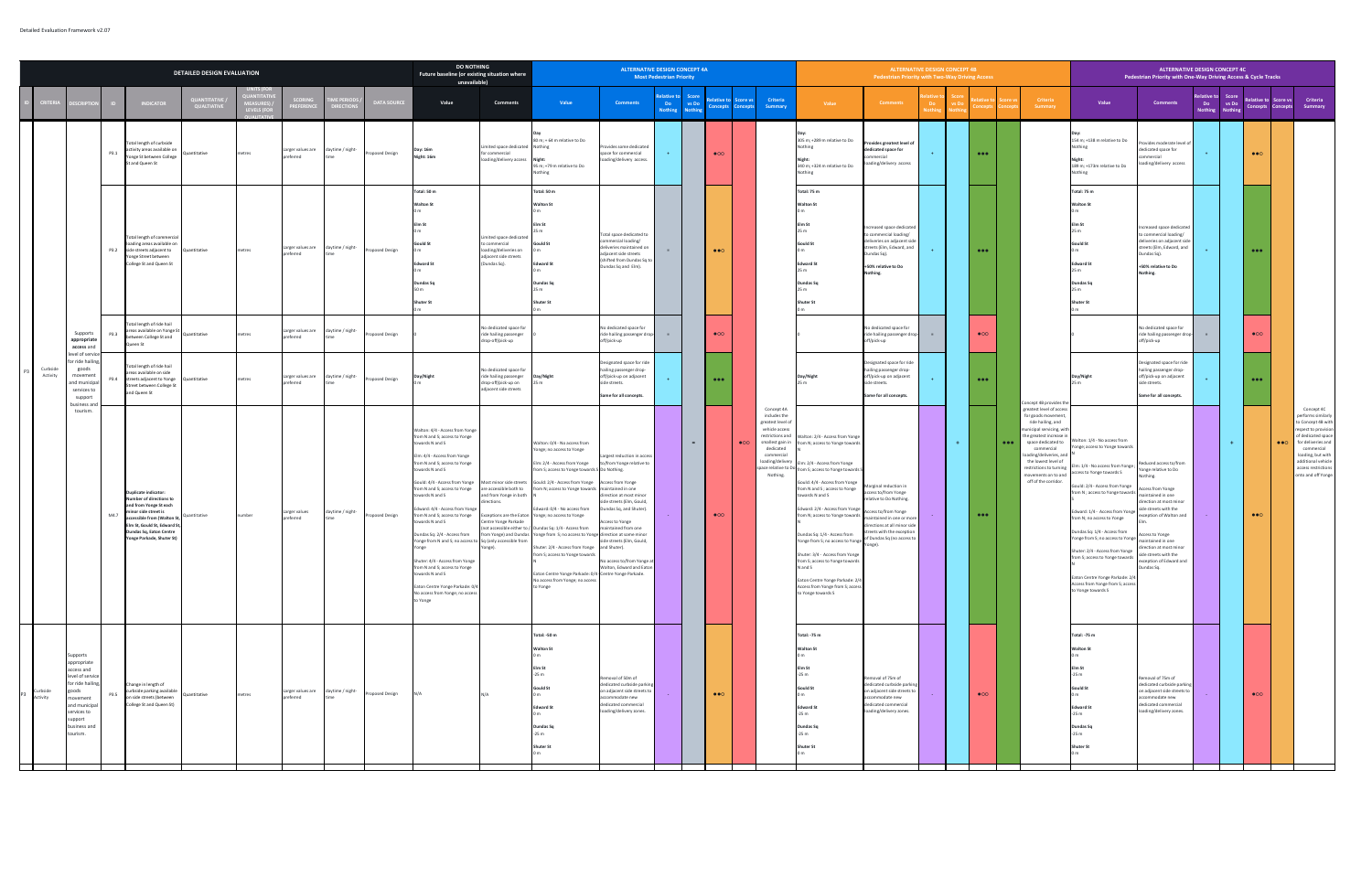Detailed Evaluation Framework v2.07

| DETAILED DESIGN EVALUATION | | | | | | | | | | DO NOTHING Future baseline (or existing situation where unavailable) | | ALTERNATIVE DESIGN CONCEPT 4A Most Pedestrian Priority | | | | | | | ALTERNATIVE DESIGN CONCEPT 4B Pedestrian Priority with Two-Way Driving Access | | | | | | | ALTERNATIVE DESIGN CONCEPT 4C Pedestrian Priority with One-Way Driving Access & Cycle Tracks | | | | | | |
|---|---|---|---|---|---|---|---|---|---|---|---|---|---|---|---|---|---|---|---|---|---|---|---|---|---|---|---|---|---|---|---|---|
| ID | CRITERIA | DESCRIPTION | ID | INDICATOR | QUANTITATIVE / QUALITATIVE | UNITS (FOR QUANTITATIVE MEASURES) / LEVELS (FOR QUALITATIVE) | SCORING PREFERENCE | TIME PERIODS / DIRECTIONS | DATA SOURCE | Value | Comments | Value | Comments | Relative to Do Nothing | Score vs Do Nothing | Relative to Concepts | Score vs Concepts | Criteria Summary | Value | Comments | Relative to Do Nothing | Score vs Do Nothing | Relative to Concepts | Score vs Concepts | Criteria Summary | Value | Comments | Relative to Do Nothing | Score vs Do Nothing | Relative to Concepts | Score vs Concepts | Criteria Summary |
| P3 | Curbside Activity | Supports appropriate access and level of service for ride hailing, goods movement and municipal services to support business and tourism. | P3.1 | Total length of curbside activity areas available on Yonge St between College St and Queen St | Quantitative | metres | Larger values are preferred | daytime / night-time | Proposed Design | Day: 16m<br>Night: 16m | Limited space dedicated for commercial loading/delivery access | Day<br>80 m; +64 m relative to Do Nothing<br>Night:<br>96 m; +79 m relative to Do Nothing | Provides some dedicated space for commercial loading/delivery access. | + | | ●○○ | | Concept 4A includes the greatest level of vehicle access restrictions and smallest gain in dedicated commercial loading/delivery space relative to Do Nothing. | Day:<br>305 m; +289 m relative to Do Nothing<br>Night:<br>340 m; +324 m relative to Do Nothing | Provides greatest level of dedicated space for commercial loading/delivery access | + | | ●●● | | Concept 4B provides the greatest level of access for goods movement, ride hailing, and municipal servicing, with the greatest increase in space dedicated to commercial loading/deliveries, and the lowest level of restrictions to turning movements on to and off of the corridor. | Day:<br>154 m; +138 m relative to Do Nothing<br>Night:<br>189 m; +173m relative to Do Nothing | Provides moderate level of dedicated space for commercial loading/delivery access | + | | ●●○ | | Concept 4C performs similarly to Concept 4B with respect to provision of dedicated space for deliveries and commercial loading, but with additional vehicle access restrictions onto and off Yonge. |
| | | | P3.2 | Total length of commercial loading areas available on side streets adjacent to Yonge Street between College St and Queen St | Quantitative | metres | Larger values are preferred | daytime / night-time | Proposed Design | Total: 50 m<br>Walton St<br>0 m<br>Elm St<br>0 m<br>Gould St<br>0 m<br>Edward St<br>0 m<br>Dundas Sq<br>50 m<br>Shuter St<br>0 m | Limited space dedicated to commercial loading/deliveries on adjacent side streets (Dundas Sq). | Total: 50 m<br>Walton St<br>0 m<br>Elm St<br>25 m<br>Gould St<br>0 m<br>Edward St<br>0 m<br>Dundas Sq<br>25 m<br>Shuter St<br>0 m | Total space dedicated to commercial loading/deliveries maintained on adjacent side streets (shifted from Dundas Sq to Dundas Sq and Elm). | = | | ●●○ | | | Total: 75 m<br>Walton St<br>0 m<br>Elm St<br>25 m<br>Gould St<br>0 m<br>Edward St<br>25 m<br>Dundas Sq<br>25 m<br>Shuter St<br>0 m | Increased space dedicated to commercial loading/deliveries on adjacent side streets (Elm, Edward, and Dundas Sq).<br>+50% relative to Do Nothing. | + | | ●●● | | | Total: 75 m<br>Walton St<br>0 m<br>Elm St<br>25 m<br>Gould St<br>0 m<br>Edward St<br>25 m<br>Dundas Sq<br>25 m<br>Shuter St<br>0 m | Increased space dedicated to commercial loading/deliveries on adjacent side streets (Elm, Edward, and Dundas Sq).<br>+50% relative to Do Nothing. | + | | ●●● | | |
| | | | P3.3 | Total length of ride hail areas available on Yonge St between College St and Queen St | Quantitative | metres | Larger values are preferred | daytime / night-time | Proposed Design | 0 | No dedicated space for ride hailing passenger drop-off/pick-up | 0 | No dedicated space for ride hailing passenger drop-off/pick-up | = | | ●○○ | | | 0 | No dedicated space for ride hailing passenger drop-off/pick-up | = | | ●○○ | | | 0 | No dedicated space for ride hailing passenger drop-off/pick-up | = | | ●○○ | | |
| | | | P3.4 | Total length of ride hail areas available on side streets adjacent to Yonge Street between College St and Queen St | Quantitative | metres | Larger values are preferred | daytime / night-time | Proposed Design | Day/Night<br>0 m | No dedicated space for ride hailing passenger drop-off/pick-up on adjacent side streets | Day/Night<br>25 m | Designated space for ride hailing passenger drop-off/pick-up on adjacent side streets.<br>Same for all concepts. | + | | ●●● | | | Day/Night<br>25 m | Designated space for ride hailing passenger drop-off/pick-up on adjacent side streets.<br>Same for all concepts. | + | | ●●● | | | Day/Night<br>25 m | Designated space for ride hailing passenger drop-off/pick-up on adjacent side streets.<br>Same for all concepts. | + | | ●●● | | |
| | | | M4.7 | Duplicate indicator:<br>Number of directions to and from Yonge St each minor side street is accessible from (Walton St, Elm St, Gould St, Edward St, Dundas Sq, Eaton Centre Yonge Parkade, Shuter St) | Quantitative | number | Larger values preferred | daytime / night-time | Proposed Design | Walton: 4/4 - Access from Yonge from N and S; access to Yonge towards N and S<br>Elm: 4/4 - Access from Yonge from N and S; access to Yonge towards N and S<br>Gould: 4/4 - Access from Yonge from N and S; access to Yonge towards N and S<br>Edward: 4/4 - Access from Yonge from N and S; access to Yonge towards N and S<br>Dundas Sq: 2/4 - Access from Yonge from N and S; no access to Yonge<br>Shuter: 4/4 - Access from Yonge from N and S; access to Yonge towards N and S<br>Eaton Centre Yonge Parkade: 0/4 No access from Yonge; no access to Yonge | Most minor side streets are accessible both to and from Yonge in both directions.<br>Exceptions are the Eaton Centre Yonge Parkade (not accessible either to/from Yonge) and Dundas Sq (only accessible from Yonge). | Walton: 0/4 - No access from Yonge; no access to Yonge<br>Elm: 2/4 - Access from Yonge from S; access to Yonge towards S<br>Gould: 2/4 - Access from Yonge from N; access to Yonge towards N<br>Edward: 0/4 - No access from Yonge; no access to Yonge<br>Dundas Sq: 1/4 - Access from Yonge from S; no access to Yonge<br>Shuter: 2/4 - Access from Yonge from S; access to Yonge towards S<br>Eaton Centre Yonge Parkade: 0/4 No access from Yonge; no access to Yonge | Largest reduction in access to/from Yonge relative to Do Nothing.<br>Access from Yonge maintained in one direction at most minor side streets (Elm, Gould, Dundas Sq, and Shuter).<br>Access to Yonge maintained from one direction at some minor side streets (Elm, Gould, and Shuter).<br>No access to/from Yonge at Walton, Edward and Eaton Centre Yonge Parkade. | - | = | ●○○ | ●○○ | | Walton: 2/4 - Access from Yonge from N; access to Yonge towards N<br>Elm: 2/4 - Access from Yonge from S; access to Yonge towards S<br>Gould: 4/4 - Access from Yonge from N and S ; access to Yonge towards N and S<br>Edward: 2/4 - Access from Yonge from N; access to Yonge towards N<br>Dundas Sq: 1/4 - Access from Yonge from S; no access to Yonge<br>Shuter: 3/4 - Access from Yonge from N and S; access to Yonge towards N and S<br>Eaton Centre Yonge Parkade: 2/4 Access from Yonge from S; access to Yonge towards S | Marginal reduction in access to/from Yonge relative to Do Nothing.<br>Access to/from Yonge maintained in one or more directions at all minor side streets with the exception of Dundas Sq (no access to Yonge). | - | + | ●●● | ●●● | | Walton: 1/4 - No access from Yonge; access to Yonge towards N<br>Elm: 1/4 - No access from Yonge; access to Yonge towards S<br>Gould: 2/4 - Access from Yonge from N ; access to Yonge towards N<br>Edward: 1/4 - Access from Yonge from N; no access to Yonge<br>Dundas Sq: 1/4 - Access from Yonge from S; no access to Yonge<br>Shuter: 2/4 - Access from Yonge from S; access to Yonge towards N<br>Eaton Centre Yonge Parkade: 2/4 Access from Yonge from S; access to Yonge towards S | Reduced access to/from Yonge relative to Do Nothing.<br>Access from Yonge maintained in one direction at most minor side streets with the exception of Walton and Elm.<br>Access to Yonge maintained in one direction at most minor side streets with the exception of Edward and Dundas Sq. | - | + | ●●○ | ●●○ | |
| P3 | Curbside Activity | Supports appropriate access and level of service for ride hailing, goods movement and municipal services to support business and tourism. | P3.5 | Change in length of curbside parking available on side streets (between College St and Queen St) | Quantitative | metres | Larger values are preferred | daytime / night-time | Proposed Design | N/A | N/A | Total: -50 m<br>Walton St<br>0 m<br>Elm St<br>-25 m<br>Gould St<br>0 m<br>Edward St<br>0 m<br>Dundas Sq<br>-25 m<br>Shuter St<br>0 m | Removal of 50m of dedicated curbside parking on adjacent side streets to accommodate new dedicated commercial loading/delivery zones. | - | | ●●○ | | | Total: -75 m<br>Walton St<br>0 m<br>Elm St<br>-25 m<br>Gould St<br>0 m<br>Edward St<br>-25 m<br>Dundas Sq<br>-25 m<br>Shuter St<br>0 m | Removal of 75m of dedicated curbside parking on adjacent side streets to accommodate new dedicated commercial loading/delivery zones. | - | | ●○○ | | | Total: -75 m<br>Walton St<br>0 m<br>Elm St<br>-25 m<br>Gould St<br>0 m<br>Edward St<br>-25 m<br>Dundas Sq<br>-25 m<br>Shuter St<br>0 m | Removal of 75m of dedicated curbside parking on adjacent side streets to accommodate new dedicated commercial loading/delivery zones. | - | | ●○○ | | |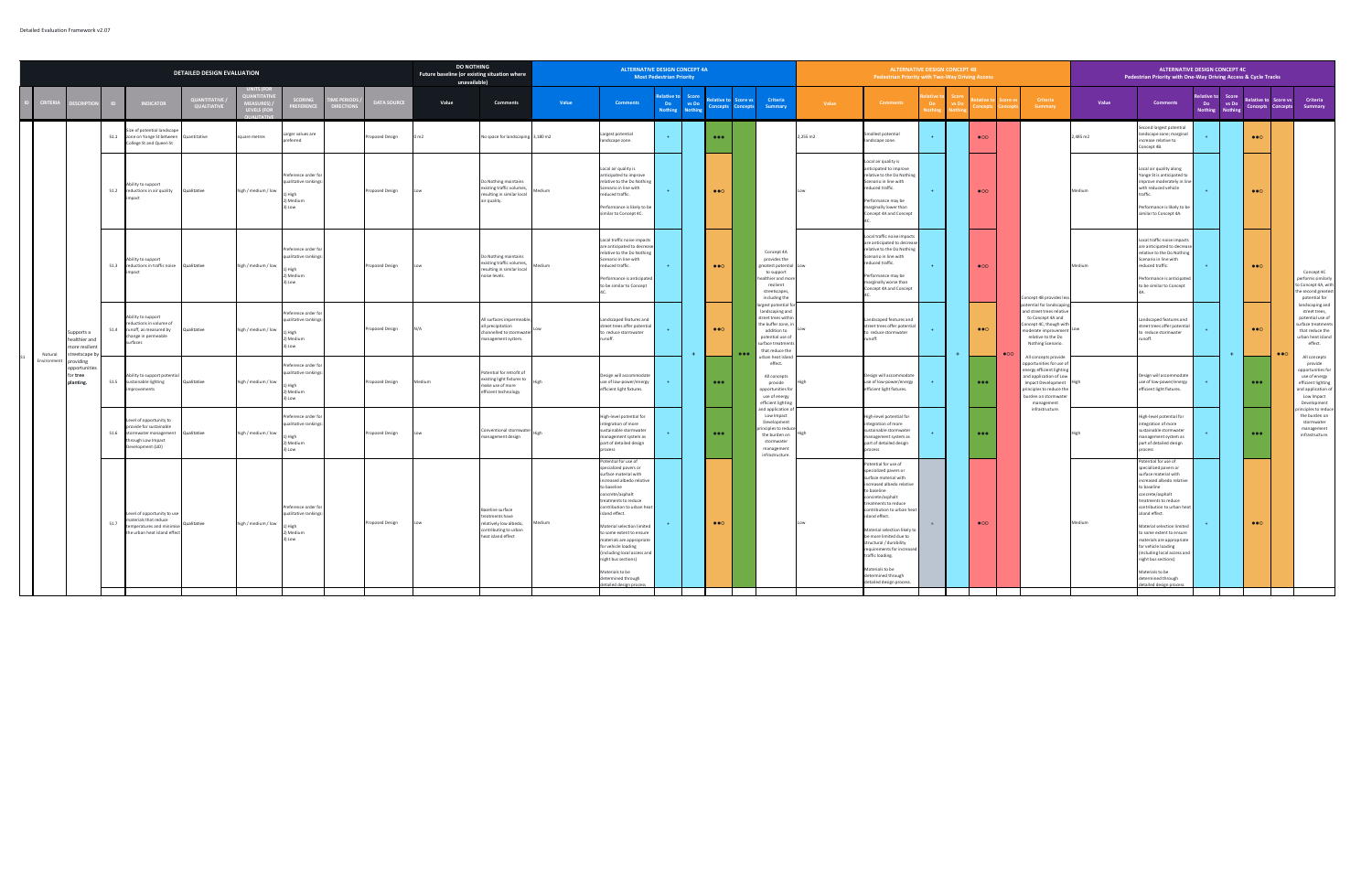Detailed Evaluation Framework v2.07

| DETAILED DESIGN EVALUATION | | | | | | | | | DO NOTHING Future baseline (or existing situation where unavailable) | | ALTERNATIVE DESIGN CONCEPT 4A Most Pedestrian Priority | | | | | | | ALTERNATIVE DESIGN CONCEPT 4B Pedestrian Priority with Two-Way Driving Access | | | | | | | ALTERNATIVE DESIGN CONCEPT 4C Pedestrian Priority with One-Way Driving Access & Cycle Tracks | | | | | | |
|---|---|---|---|---|---|---|---|---|---|---|---|---|---|---|---|---|---|---|---|---|---|---|---|---|---|---|---|---|---|---|---|---|
| ID | CRITERIA | DESCRIPTION | ID | INDICATOR | QUANTITATIVE / QUALITATIVE | UNITS (FOR QUANTITATIVE MEASURES) / LEVELS (FOR QUALITATIVE) | SCORING PREFERENCE | TIME PERIODS / DIRECTIONS | DATA SOURCE | Value | Comments | Value | Comments | Relative to Do Nothing | Score vs Do Nothing | Relative to Concepts | Score vs Concepts | Criteria Summary | Value | Comments | Relative to Do Nothing | Score vs Do Nothing | Relative to Concepts | Score vs Concepts | Criteria Summary | Value | Comments | Relative to Do Nothing | Score vs Do Nothing | Relative to Concepts | Score vs Concepts | Criteria Summary |
| S1 | Natural Environment | Supports a healthier and more resilient streetscape by providing opportunities for **tree planting.** | S1.1 | Size of potential landscape zone on Yonge St between College St and Queen St | Quantitative | square metres | Larger values are preferred | | Proposed Design | 0 m2 | No space for landscaping | 3,180 m2 | Largest potential landscape zone | + | + | ●●● | ●●● | Concept 4A provides the greatest potential to support healthier and more resilient streetscapes, including the largest potential for landscaping and street trees within the buffer zone, in addition to potential use of surface treatments that reduce the urban heat island effect. All concepts provide opportunities for use of energy efficient lighting and application of Low Impact Development principles to reduce the burden on stormwater management infrastructure. | 2,255 m2 | Smallest potential landscape zone | + | + | ●○○ | ●○○ | Concept 4B provides less potential for landscaping and street trees relative to Concept 4A and Concept 4C, though with moderate improvement relative to the Do Nothing Scenario. All concepts provide opportunities for use of energy efficient lighting and application of Low Impact Development principles to reduce the burden on stormwater management infrastructure. | 2,485 m2 | Second largest potential landscape zone; marginal increase relative to Concept 4B. | + | + | ●●○ | ●●○ | Concept 4C performs similarly to Concept 4A, with the second greatest potential for landscaping and street trees, potential use of surface treatments that reduce the urban heat island effect. All concepts provide opportunities for use of energy efficient lighting and application of Low Impact Development principles to reduce the burden on stormwater management infrastructure. |
| | | | S1.2 | Ability to support reductions in air quality impact | Qualitative | high / medium / low | Preference order for qualitative rankings: 1) High 2) Medium 3) Low | | Proposed Design | Low | Do Nothing maintains existing traffic volumes, resulting in similar local air quality. | Medium | Local air quality is anticipated to improve relative to the Do Nothing Scenario in line with reduced traffic. Performance is likely to be similar to Concept 4C. | + | | ●●○ | | | Low | Local air quality is anticipated to improve relative to the Do Nothing Scenario in line with reduced traffic. Performance may be marginally lower than Concept 4A and Concept 4C. | + | | ●○○ | | | Medium | Local air quality along Yonge St is anticipated to improve moderately in line with reduced vehicle traffic. Performance is likely to be similar to Concept 4A | + | | ●●○ | | |
| | | | S1.3 | Ability to support reductions in traffic noise impact | Qualitative | high / medium / low | Preference order for qualitative rankings: 1) High 2) Medium 3) Low | | Proposed Design | Low | Do Nothing maintains existing traffic volumes, resulting in similar local noise levels. | Medium | Local traffic noise impacts are anticipated to decrease relative to the Do Nothing Scenario in line with reduced traffic. Performance is anticipated to be similar to Concept 4C. | + | | ●●○ | | | Low | Local traffic noise impacts are anticipated to decrease relative to the Do Nothing Scenario in line with reduced traffic. Performance may be marginally worse than Concept 4A and Concept 4C. | + | | ●○○ | | | Medium | Local traffic noise impacts are anticipated to decrease relative to the Do Nothing Scenario in line with reduced traffic. Performance is anticipated to be similar to Concept 4A. | + | | ●●○ | | |
| | | | S1.4 | Ability to support reductions in volume of runoff, as measured by change in permeable surfaces | Qualitative | high / medium / low | Preference order for qualitative rankings: 1) High 2) Medium 3) Low | | Proposed Design | N/A | All surfaces impermeable, all precipitation channelled to stormwater management system. | Low | Landscaped features and street trees offer potential to reduce stormwater runoff. | + | | ●●○ | | | Low | Landscaped features and street trees offer potential to reduce stormwater runoff. | + | | ●●○ | | | Low | Landscaped features and street trees offer potential to reduce stormwater runoff. | + | | ●●○ | | |
| | | | S1.5 | Ability to support potential sustainable lighting improvements | Qualitative | high / medium / low | Preference order for qualitative rankings: 1) High 2) Medium 3) Low | | Proposed Design | Medium | Potential for retrofit of existing light fixtures to make use of more efficient technology. | High | Design will accommodate use of low-power/energy efficient light fixtures. | + | | ●●● | | | High | Design will accommodate use of low-power/energy efficient light fixtures. | + | | ●●● | | | High | Design will accommodate use of low-power/energy efficient light fixtures. | + | | ●●● | | |
| | | | S1.6 | Level of opportunity to provide for sustainable stormwater management through Low Impact Development (LID) | Qualitative | high / medium / low | Preference order for qualitative rankings: 1) High 2) Medium 3) Low | | Proposed Design | Low | Conventional stormwater management design | High | High-level potential for integration of more sustainable stormwater management system as part of detailed design process | + | | ●●● | | | High | High-level potential for integration of more sustainable stormwater management system as part of detailed design process | + | | ●●● | | | High | High-level potential for integration of more sustainable stormwater management system as part of detailed design process | + | | ●●● | | |
| | | | S1.7 | Level of opportunity to use materials that reduce temperatures and minimize the urban heat island effect | Qualitative | high / medium / low | Preference order for qualitative rankings: 1) High 2) Medium 3) Low | | Proposed Design | Low | Baseline surface treatments have relatively low albedo, contributing to urban heat island effect | Medium | Potential for use of specialized pavers or surface material with increased albedo relative to baseline concrete/asphalt treatments to reduce contribution to urban heat island effect. Material selection limited to some extent to ensure materials are appropriate for vehicle loading (including local access and night bus sections). Materials to be determined through detailed design process | + | | ●●○ | | | Low | Potential for use of specialized pavers or surface material with increased albedo relative to baseline concrete/asphalt treatments to reduce contribution to urban heat island effect. Material selection likely to be more limited due to structural / durability requirements for increased traffic loading. Materials to be determined through detailed design process. | = | | ●○○ | | | Medium | Potential for use of specialized pavers or surface material with increased albedo relative to baseline concrete/asphalt treatments to reduce contribution to urban heat island effect. Material selection limited to some extent to ensure materials are appropriate for vehicle loading (including local access and night bus sections). Materials to be determined through detailed design process | + | | ●●○ | | |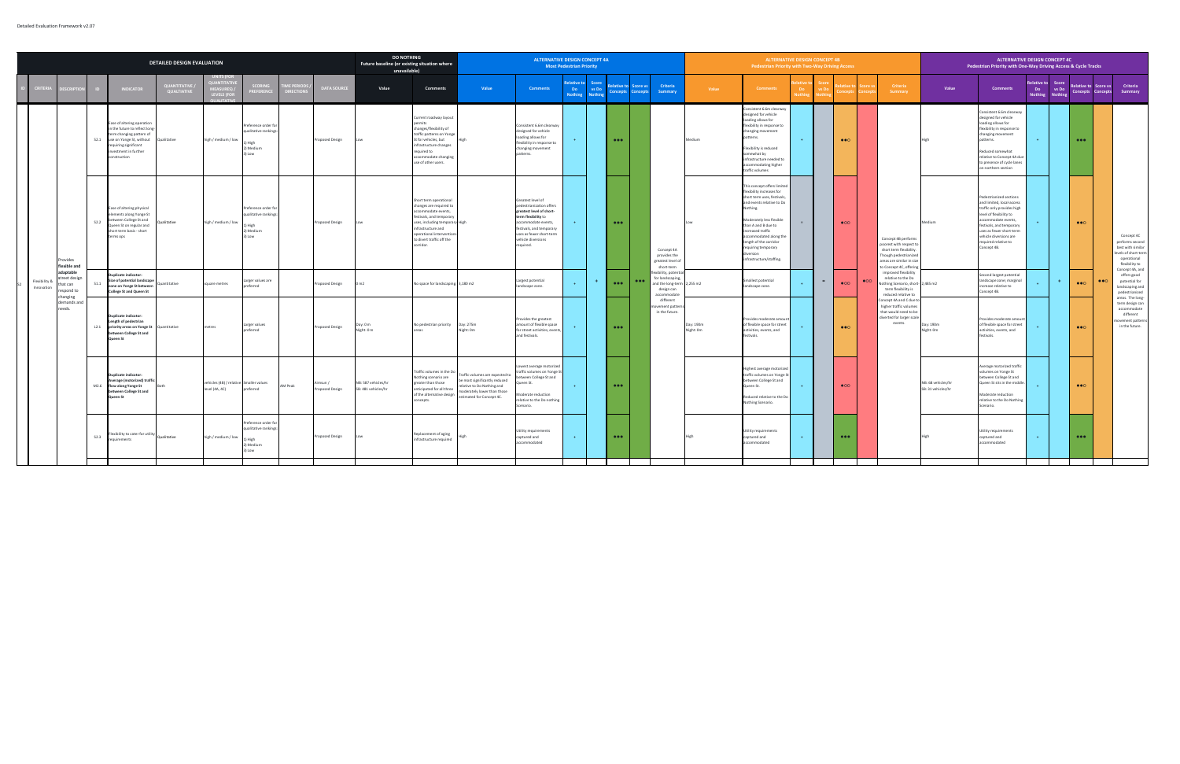Detailed Evaluation Framework v2.07

| DETAILED DESIGN EVALUATION | | | | | | | | | | DO NOTHING Future baseline (or existing situation where unavailable) | | ALTERNATIVE DESIGN CONCEPT 4A Most Pedestrian Priority | | | | | | | ALTERNATIVE DESIGN CONCEPT 4B Pedestrian Priority with Two-Way Driving Access | | | | | | | ALTERNATIVE DESIGN CONCEPT 4C Pedestrian Priority with One-Way Driving Access & Cycle Tracks | | | | | | |
|---|---|---|---|---|---|---|---|---|---|---|---|---|---|---|---|---|---|---|---|---|---|---|---|---|---|---|---|---|---|---|---|---|
| ID | CRITERIA | DESCRIPTION | ID | INDICATOR | QUANTITATIVE / QUALITATIVE | UNITS (FOR QUANTITATIVE MEASURES) / LEVELS (FOR QUALITATIVE | SCORING PREFERENCE | TIME PERIODS / DIRECTIONS | DATA SOURCE | Value | Comments | Value | Comments | Relative to Do Nothing | Score vs Do Nothing | Relative to Concepts | Score vs Concepts | Criteria Summary | Value | Comments | Relative to Do Nothing | Score vs Do Nothing | Relative to Concepts | Score vs Concepts | Criteria Summary | Value | Comments | Relative to Do Nothing | Score vs Do Nothing | Relative to Concepts | Score vs Concepts | Criteria Summary |
| S2 | Flexibility & Innovation | Provides flexible and adaptable street design that can respond to changing demands and needs. | S2.1 | Ease of altering operation in the future to reflect long-term changing pattern of use on Yonge St, without requiring significant investment in further construction | Qualitative | high / medium / low | Preference order for qualitative rankings: 1) High 2) Medium 3) Low | | Proposed Design | Low | Current roadway layout permits changes/flexibility of traffic patterns on Yonge St for vehicles, but infrastructure changes required to accommodate changing use of other users. | High | Consistent 6.6m clearway designed for vehicle loading allows for flexibility in response to changing movement patterns. | + | + | ●●● | ●●● | Concept 4A provides the greatest level of short-term flexibility, potential for landscaping, and the long-term design can accommodate different movement patterns in the future. | Medium | Consistent 6.6m clearway designed for vehicle loading allows for flexibility in response to changing movement patterns. Flexibility is reduced somewhat by infrastructure needed to accommodating higher traffic volumes. | + | = | ●●○ | ●○○ | Concept 4B performs poorest with respect to short term flexibility. Though pedestrianized areas are similar in size to Concept 4C, offering improved flexibility relative to the Do Nothing Scenario, short-term flexibility is reduced relative to Concept 4A and C due to higher traffic volumes that would need to be diverted for larger scale events. | High | Consistent 6.6m clearway designed for vehicle loading allows for flexibility in response to changing movement patterns. Reduced somewhat relative to Concept 4A due to presence of cycle lanes on northern section | + | + | ●●● | ●●○ | Concept 4C performs second best with similar levels of short-term operational flexibility to Concept 4A, and offers good potential for landscaping and pedestrianized areas. The long-term design can accommodate different movement patterns in the future. |
| | | | S2.2 | Ease of altering physical elements along Yonge St between College St and Queen St on regular and short term basis - short terms ops | Qualitative | high / medium / low | Preference order for qualitative rankings: 1) High 2) Medium 3) Low | | Proposed Design | Low | Short term operational changes are required to accommodate events, festivals, and temporary uses, including temporary infrastructure and operational interventions to divert traffic off the corridor. | High | Greatest level of pedestrianization offers greatest level of short-term flexibility to accommodate events, festivals, and temporary uses as fewer short term vehicle diversions required. | + | | ●●● | | | Low | This concept offers limited flexibility increases for short term uses, festivals, and events relative to Do Nothing. Moderately less flexible than A and B due to increased traffic accommodated along the length of the corridor requiring temporary diversion infrastructure/staffing. | = | | ●○○ | | | Medium | Pedestrianized sections and limited, local-access traffic only provides high level of flexibility to accommodate events, festivals, and temporary uses as fewer short-term vehicle diversions are required relative to Concept 4B. | + | | ●●○ | | |
| | | | S1.1 | Duplicate indicator: Size of potential landscape zone on Yonge St between College St and Queen St | Quantitative | square metres | Larger values are preferred | | Proposed Design | 0 m2 | No space for landscaping | 3,180 m2 | Largest potential landscape zone | + | | ●●● | | | 2,256 m2 | Smallest potential landscape zone | + | | ●○○ | | | 2,665 m2 | Second largest potential landscape zone; marginal increase relative to Concept 4B. | + | | ●●○ | | |
| | | | L2.1 | Duplicate indicator: Length of pedestrian priority areas on Yonge St between College St and Queen St | Quantitative | metres | Larger values preferred | | Proposed Design | Day: 0 m Night: 0 m | No pedestrian priority areas | Day: 275m Night: 0m | Provides the greatest amount of flexible space for street activities, events, and festivals. | + | | ●●● | | | Day: 190m Night: 0m | Provides moderate amount of flexible space for street activities, events, and festivals. | + | | ●●○ | | | Day: 190m Night: 0m | Provides moderate amount of flexible space for street activities, events, and festivals. | + | | ●●○ | | |
| | | | M2.6 | Duplicate indicator: Average (motorized) traffic flow along Yonge St between College St and Queen St | Both | vehicles (4B) / relative level (4A, 4C) | Smaller values preferred | AM Peak | Aimsun / Proposed Design | NB: 587 vehicles/hr SB: 481 vehicles/hr | Traffic volumes in the Do Nothing scenario are greater than those anticipated for all three of the alternative design concepts. | Traffic volumes are expected to be most significantly reduced relative to Do Nothing and moderately lower than those estimated for Concept 4C. | Lowest average motorized traffic volumes on Yonge St between College St and Queen St. Moderate reduction relative to the Do nothing Scenario. | + | | ●●● | | | | Highest average motorized traffic volumes on Yonge St between College St and Queen St. Reduced relative to the Do Nothing Scenario. | + | | ●○○ | | | NB: 68 vehicles/hr SB: 31 vehicles/hr | Average motorized traffic volumes on Yonge St between College St and Queen St 4-Its in the middle. Moderate reduction relative to the Do Nothing Scenario. | + | | ●●○ | | |
| | | | S2.3 | Flexibility to cater for utility requirements | Qualitative | high / medium / low | Preference order for qualitative rankings: 1) High 2) Medium 3) Low | | Proposed Design | Low | Replacement of aging infrastructure required | High | Utility requirements captured and accommodated | + | | ●●● | | | High | Utility requirements captured and accommodated | + | | ●●● | | | High | Utility requirements captured and accommodated | + | | ●●● | | |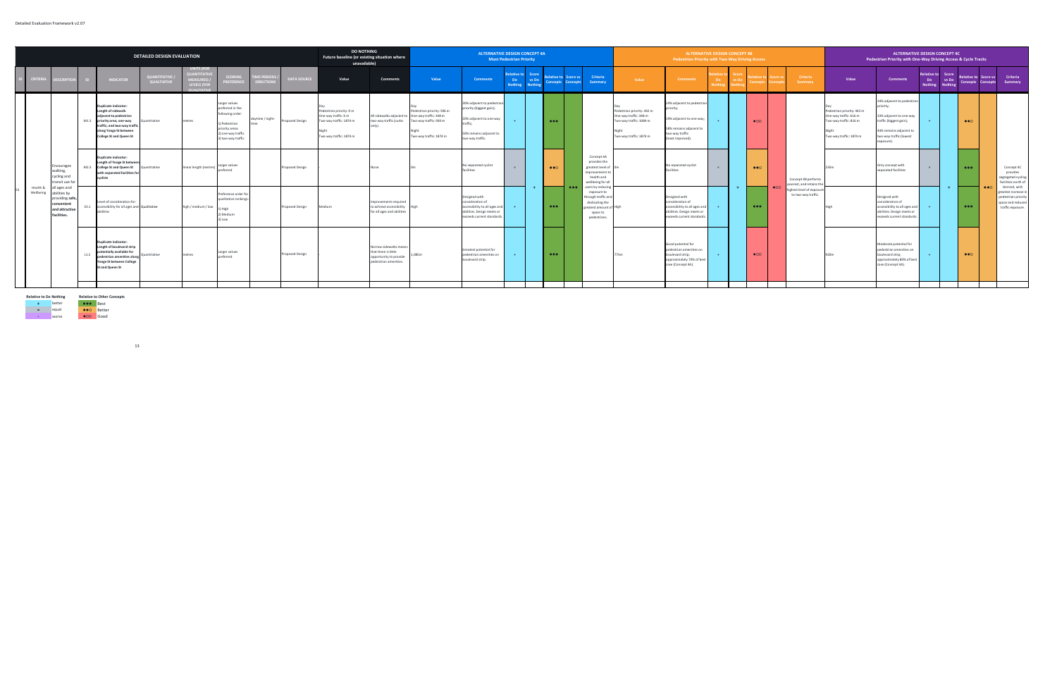Detailed Evaluation Framework v2.07

| DETAILED DESIGN EVALUATION | | | | | | | | | | DO NOTHING Future baseline (or existing situation where unavailable) | | ALTERNATIVE DESIGN CONCEPT 4A Most Pedestrian Priority | | | | | | | ALTERNATIVE DESIGN CONCEPT 4B Pedestrian Priority with Two-Way Driving Access | | | | | | | ALTERNATIVE DESIGN CONCEPT 4C Pedestrian Priority with One-Way Driving Access & Cycle Tracks | | | | | | |
|---|---|---|---|---|---|---|---|---|---|---|---|---|---|---|---|---|---|---|---|---|---|---|---|---|---|---|---|---|---|---|---|---|
| ID | CRITERIA | DESCRIPTION | ID | INDICATOR | QUANTITATIVE / QUALITATIVE | UNITS (FOR QUANTITATIVE MEASURES) / LEVELS (FOR QUALITATIVE) | SCORING PREFERENCE | TIME PERIODS / DIRECTIONS | DATA SOURCE | Value | Comments | Value | Comments | Relative to Do Nothing | Score vs Do Nothing | Relative to Concepts | Score vs Concepts | Criteria Summary | Value | Comments | Relative to Do Nothing | Score vs Do Nothing | Relative to Concepts | Score vs Concepts | Criteria Summary | Value | Comments | Relative to Do Nothing | Score vs Do Nothing | Relative to Concepts | Score vs Concepts | Criteria Summary |
| 5.0 | Health & Wellbeing | Encourages walking, cycling and transit use for all ages and abilities by providing safe, convenient and attractive facilities. | M1.3 | Duplicate indicator: Length of sidewalk adjacent to pedestrian priority zone, one-way traffic, and two-way traffic along Yonge St between College St and Queen St | Quantitative | metres | Larger values preferred in the following order: 1) Pedestrian priority zones 2) one-way traffic 3) two-way traffic | daytime / night-time | Proposed Design | Day Pedestrian priority: 0 m One-way traffic: 0 m Two-way traffic: 1874 m Night Two-way traffic: 1874 m | All sidewalks adjacent to two-way traffic (curbs only). | Day Pedestrian priority: 596 m One-way traffic: 348 m Two-way traffic: 930 m Night Two-way traffic: 1874 m | 30% adjacent to pedestrian priority (biggest gain); 20% adjacent to one-way traffic; 50% remains adjacent to two-way traffic. | + | + | ●●● | ●●● | Concept 4A provides the greatest level of improvements to health and wellbeing for all users by reducing exposure to through traffic and dedicating the greatest amount of space to pedestrians. | Day Pedestrian priority: 442 m One-way traffic: 348 m Two-way traffic: 1084 m Night Two-way traffic: 1874 m | 24% adjacent to pedestrian priority; 19% adjacent to one-way; 58% remains adjacent to two-way traffic (least improved). | + | + | ●○○ | ●○○ | Concept 4B performs poorest, and retains the highest level of exposure to two-way traffic. | Day Pedestrian priority: 442 m One-way traffic: 616 m Two-way traffic: 816 m Night Two-way traffic: 1874 m | 24% adjacent to pedestrian priority; 33% adjacent to one-way traffic (biggest gain); 44% remains adjacent to two-way traffic (lowest exposure). | + | + | ●●○ | ●●○ | Concept 4C provides segregated cycling facilities north of Gerrard, with greatest increase in pedestrian priority space and reduced traffic exposure. |
| | | | M2.3 | Duplicate indicator: Length of Yonge St between College St and Queen St with separated facilities for cyclists | Quantitative | linear length (metres) | Larger values preferred | | Proposed Design | | None | 0m | No separated cyclist facilities | = | | ●●○ | | | 0m | No separated cyclist facilities | = | | ●●○ | | | 236m | Only concept with separated facilities | + | | ●●● | | |
| | | | S1.1 | Level of consideration for accessibility for all ages and abilities | Qualitative | high / medium / low | Preference order for qualitative rankings: 1) High 2) Medium 3) Low | | Proposed Design | Medium | Improvements required to achieve accessibility for all ages and abilities | High | Designed with consideration of accessibility to all ages and abilities. Design meets or exceeds current standards. | + | | ●●● | | | High | Designed with consideration of accessibility to all ages and abilities. Design meets or exceeds current standards. | + | | ●●● | | | High | Designed with consideration of accessibility to all ages and abilities. Design meets or exceeds current standards. | + | | ●●● | | |
| | | | L1.2 | Duplicate indicator: Length of boulevard strip potentially available for pedestrian amenities along Yonge St between College St and Queen St | Quantitative | metres | Larger values preferred | | Proposed Design | | Narrow sidewalks means that there is little opportunity to provide pedestrian amenities. | 1,085m | Greatest potential for pedestrian amenities on boulevard strip. | + | | ●●● | | | 775m | Good potential for pedestrian amenities on boulevard strip; approximately 70% of best case (Concept 4A). | + | | ●○○ | | | 928m | Moderate potential for pedestrian amenities on boulevard strip; approximately 80% of best case (Concept 4A). | + | | ●●○ | | |

**Relative to Do Nothing**
- + better
- = equal
- - worse

**Relative to Other Concepts**
- ●●● Best
- ●●○ Better
- ●○○ Good